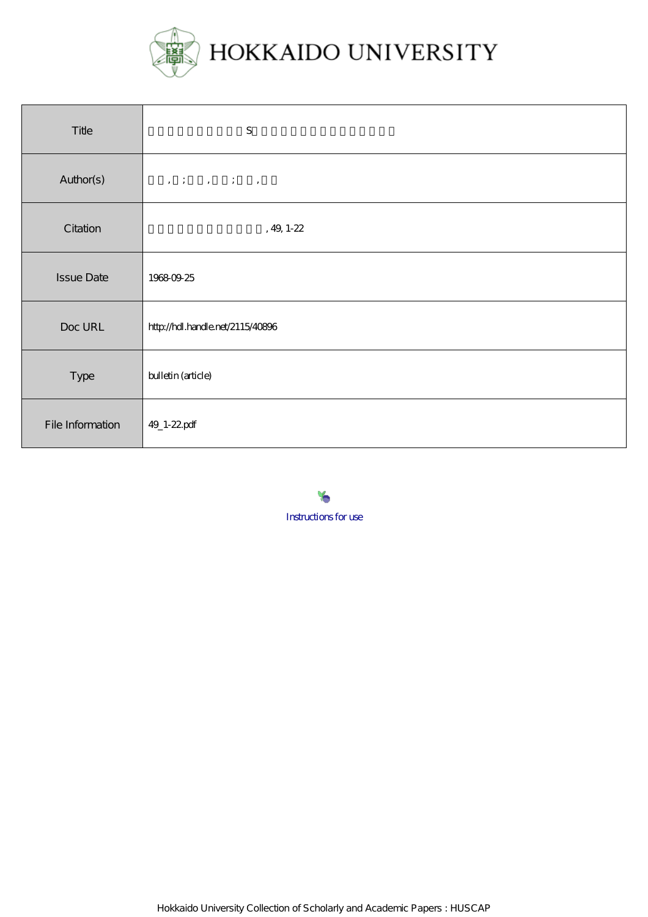# HOKKAIDO UNIVERSITY

| Title | S |
|---|---|
| Author(s) | , ; , ; , |
| Citation | , 49, 1-22 |
| Issue Date | 1968-09-25 |
| Doc URL | http://hdl.handle.net/2115/40896 |
| Type | bulletin (article) |
| File Information | 49_1-22.pdf |

Instructions for use

Hokkaido University Collection of Scholarly and Academic Papers : HUSCAP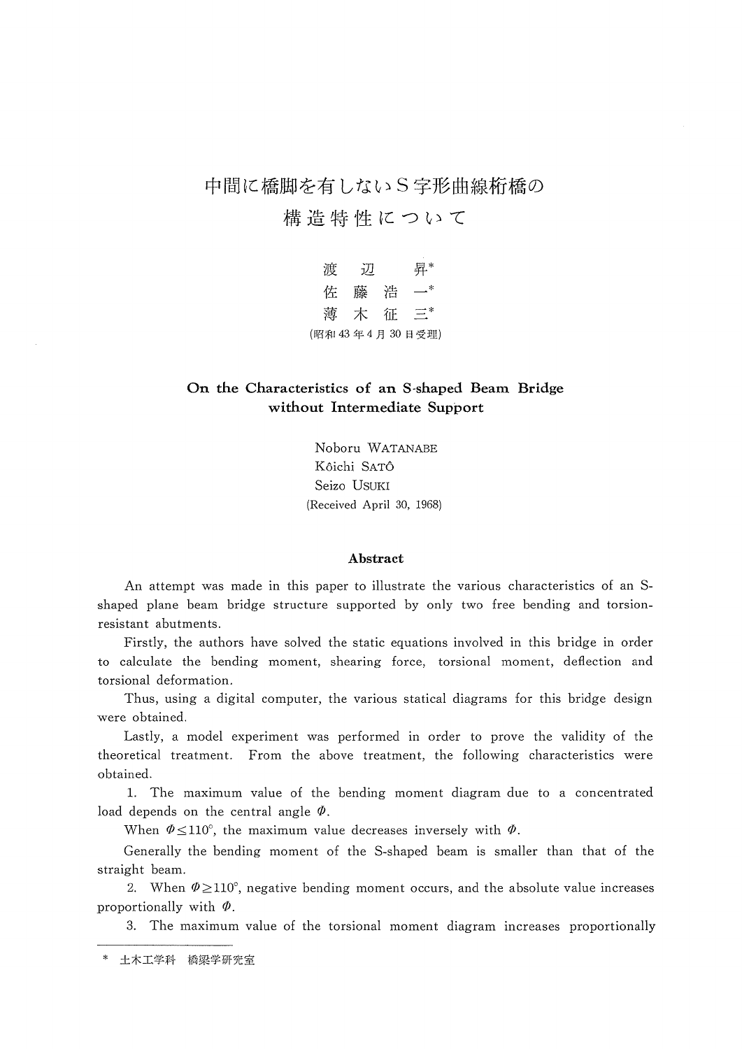# 中間に橋脚を有しないＳ字形曲線桁橋の構造特性について

渡　辺　　昇*
佐　藤　浩　一*
薄　木　征　三*
(昭和 43 年 4 月 30 日受理)

## On the Characteristics of an S-shaped Beam Bridge without Intermediate Support

Noboru WATANABE
Kôichi SATÔ
Seizo USUKI
(Received April 30, 1968)

### Abstract

An attempt was made in this paper to illustrate the various characteristics of an S-shaped plane beam bridge structure supported by only two free bending and torsion-resistant abutments.

Firstly, the authors have solved the static equations involved in this bridge in order to calculate the bending moment, shearing force, torsional moment, deflection and torsional deformation.

Thus, using a digital computer, the various statical diagrams for this bridge design were obtained.

Lastly, a model experiment was performed in order to prove the validity of the theoretical treatment. From the above treatment, the following characteristics were obtained.

1. The maximum value of the bending moment diagram due to a concentrated load depends on the central angle $\Phi$.

When $\Phi \leq 110°$, the maximum value decreases inversely with $\Phi$.

Generally the bending moment of the S-shaped beam is smaller than that of the straight beam.

2. When $\Phi \geq 110°$, negative bending moment occurs, and the absolute value increases proportionally with $\Phi$.

3. The maximum value of the torsional moment diagram increases proportionally

---

\* 土木工学科　橋梁学研究室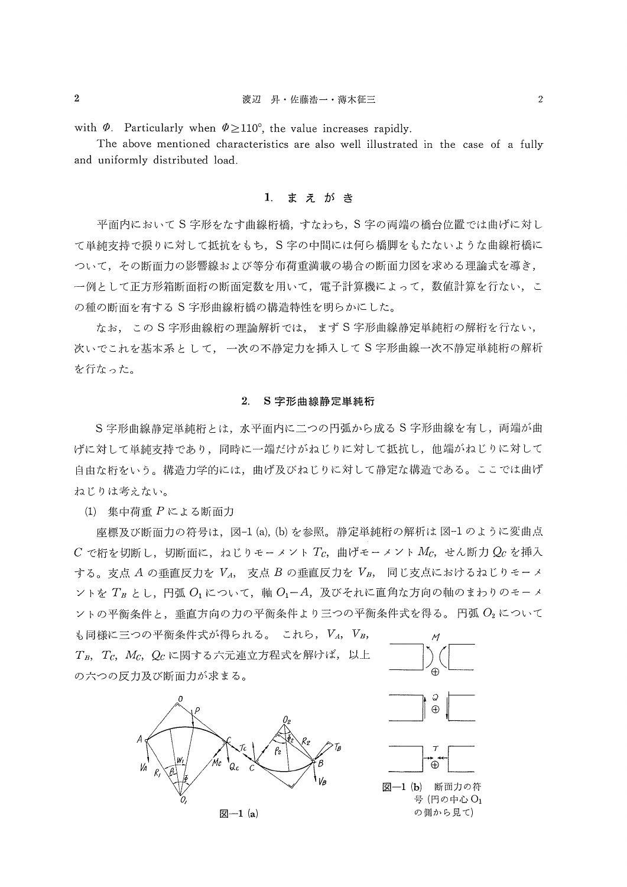with $\Phi$. Particularly when $\Phi \geq 110°$, the value increases rapidly.

The above mentioned characteristics are also well illustrated in the case of a fully and uniformly distributed load.

## 1. まえがき

平面内においてS字形をなす曲線桁橋，すなわち，S字の両端の橋台位置では曲げに対して単純支持で捩りに対して抵抗をもち，S字の中間には何ら橋脚をもたないような曲線桁橋について，その断面力の影響線および等分布荷重満載の場合の断面力図を求める理論式を導き，一例として正方形箱断面桁の断面定数を用いて，電子計算機によって，数値計算を行ない，この種の断面を有するS字形曲線桁橋の構造特性を明らかにした。

なお，このS字形曲線桁の理論解析では，まずS字形曲線静定単純桁の解析を行ない，次いでこれを基本系として，一次の不静定力を挿入してS字形曲線一次不静定単純桁の解析を行なった。

## 2. S字形曲線静定単純桁

S字形曲線静定単純桁とは，水平面内に二つの円弧から成るS字形曲線を有し，両端が曲げに対して単純支持であり，同時に一端だけがねじりに対して抵抗し，他端がねじりに対して自由な桁をいう。構造力学的には，曲げ及びねじりに対して静定な構造である。ここでは曲げねじりは考えない。

(1) 集中荷重 $P$ による断面力

座標及び断面力の符号は，図–1 (a), (b) を参照。静定単純桁の解析は図–1 のように変曲点 $C$ で桁を切断し，切断面に，ねじりモーメント $T_C$，曲げモーメント $M_C$，せん断力 $Q_C$ を挿入する。支点 $A$ の垂直反力を $V_A$，支点 $B$ の垂直反力を $V_B$，同じ支点におけるねじりモーメントを $T_B$ とし，円弧 $O_1$ について，軸 $O_1-A$，及びそれに直角な方向の軸のまわりのモーメントの平衡条件と，垂直方向の力の平衡条件より三つの平衡条件式を得る。円弧 $O_2$ についても同様に三つの平衡条件式が得られる。これら，$V_A$, $V_B$, $T_B$, $T_C$, $M_C$, $Q_C$ に関する六元連立方程式を解けば，以上の六つの反力及び断面力が求まる。

図—1 (a)

図—1 (b) 断面力の符号（円の中心 $O_1$ の側から見て）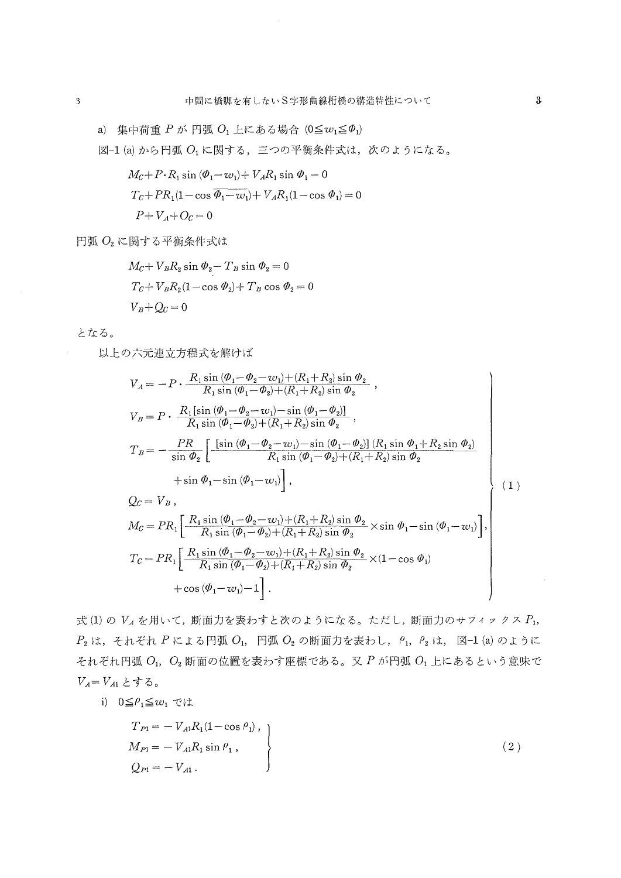a) 集中荷重 $P$ が 円弧 $O_1$ 上にある場合 $(0 \leqq w_1 \leqq \Phi_1)$

図-1 (a) から円弧 $O_1$ に関する，三つの平衡条件式は，次のようになる。

$$
\begin{aligned}
&M_C + P \cdot R_1 \sin(\Phi_1 - w_1) + V_A R_1 \sin \Phi_1 = 0 \\
&T_C + P R_1 (1 - \cos \overline{\Phi_1 - w_1}) + V_A R_1 (1 - \cos \Phi_1) = 0 \\
&P + V_A + Q_C = 0
\end{aligned}
$$

円弧 $O_2$ に関する平衡条件式は

$$
\begin{aligned}
&M_C + V_B R_2 \sin \Phi_2 - T_B \sin \Phi_2 = 0 \\
&T_C + V_B R_2 (1 - \cos \Phi_2) + T_B \cos \Phi_2 = 0 \\
&V_B + Q_C = 0
\end{aligned}
$$

となる。

以上の六元連立方程式を解けば

$$
\left.
\begin{aligned}
V_A &= -P \cdot \frac{R_1 \sin(\Phi_1 - \Phi_2 - w_1) + (R_1 + R_2) \sin \Phi_2}{R_1 \sin(\Phi_1 - \Phi_2) + (R_1 + R_2) \sin \Phi_2}, \\
V_B &= P \cdot \frac{R_1 [\sin(\Phi_1 - \Phi_2 - w_1) - \sin(\Phi_1 - \Phi_2)]}{R_1 \sin(\Phi_1 - \Phi_2) + (R_1 + R_2) \sin \Phi_2}, \\
T_B &= -\frac{PR}{\sin \Phi_2} \left[ \frac{[\sin(\Phi_1 - \Phi_2 - w_1) - \sin(\Phi_1 - \Phi_2)] (R_1 \sin \Phi_1 + R_2 \sin \Phi_2)}{R_1 \sin(\Phi_1 - \Phi_2) + (R_1 + R_2) \sin \Phi_2} \right. \\
&\qquad \left. + \sin \Phi_1 - \sin(\Phi_1 - w_1) \right], \\
Q_C &= V_B, \\
M_C &= P R_1 \left[ \frac{R_1 \sin(\Phi_1 - \Phi_2 - w_1) + (R_1 + R_2) \sin \Phi_2}{R_1 \sin(\Phi_1 - \Phi_2) + (R_1 + R_2) \sin \Phi_2} \times \sin \Phi_1 - \sin(\Phi_1 - w_1) \right], \\
T_C &= P R_1 \left[ \frac{R_1 \sin(\Phi_1 - \Phi_2 - w_1) + (R_1 + R_2) \sin \Phi_2}{R_1 \sin(\Phi_1 - \Phi_2) + (R_1 + R_2) \sin \Phi_2} \times (1 - \cos \Phi_1) \right. \\
&\qquad \left. + \cos(\Phi_1 - w_1) - 1 \right].
\end{aligned}
\right\} \quad (1)
$$

式 (1) の $V_A$ を用いて，断面力を表わすと次のようになる。ただし，断面力のサフィックス $P_1$, $P_2$ は，それぞれ $P$ による円弧 $O_1$, 円弧 $O_2$ の断面力を表わし，$\rho_1$, $\rho_2$ は，図-1 (a) のようにそれぞれ円弧 $O_1$, $O_2$ 断面の位置を表わす座標である。又 $P$ が円弧 $O_1$ 上にあるという意味で $V_A = V_{A1}$ とする。

i) $0 \leqq \rho_1 \leqq w_1$ では

$$
\left.
\begin{aligned}
T_{P1} &= -V_{A1} R_1 (1 - \cos \rho_1), \\
M_{P1} &= -V_{A1} R_1 \sin \rho_1, \\
Q_{P1} &= -V_{A1}.
\end{aligned}
\right\} \quad (2)
$$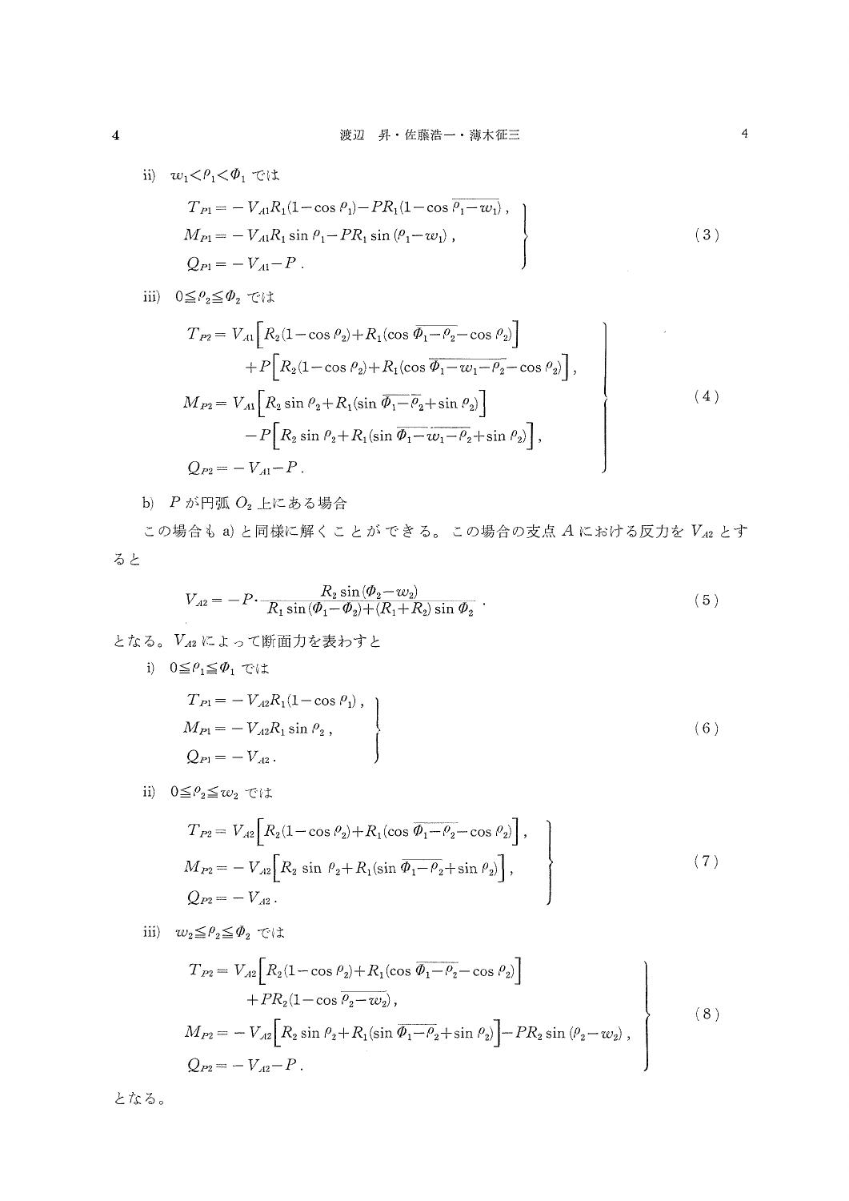ii) $w_1 < \rho_1 < \Phi_1$ では

$$
\left.\begin{aligned}
T_{P1} &= -V_{A1}R_1(1-\cos\rho_1) - PR_1(1-\cos\overline{\rho_1-w_1}),\\
M_{P1} &= -V_{A1}R_1\sin\rho_1 - PR_1\sin(\rho_1-w_1),\\
Q_{P1} &= -V_{A1}-P.
\end{aligned}\right\} \tag{3}
$$

iii) $0 \leqq \rho_2 \leqq \Phi_2$ では

$$
\left.\begin{aligned}
T_{P2} &= V_{A1}\Big[R_2(1-\cos\rho_2)+R_1(\cos\overline{\Phi_1-\rho_2}-\cos\rho_2)\Big]\\
&\quad +P\Big[R_2(1-\cos\rho_2)+R_1(\cos\overline{\Phi_1-w_1-\rho_2}-\cos\rho_2)\Big],\\
M_{P2} &= V_{A1}\Big[R_2\sin\rho_2+R_1(\sin\overline{\Phi_1-\rho_2}+\sin\rho_2)\Big]\\
&\quad -P\Big[R_2\sin\rho_2+R_1(\sin\overline{\Phi_1-w_1-\rho_2}+\sin\rho_2)\Big],\\
Q_{P2} &= -V_{A1}-P.
\end{aligned}\right\} \tag{4}
$$

b) $P$ が円弧 $O_2$ 上にある場合

この場合も a) と同様に解くことができる。この場合の支点 $A$ における反力を $V_{A2}$ とすると

$$
V_{A2} = -P\cdot\frac{R_2\sin(\Phi_2-w_2)}{R_1\sin(\Phi_1-\Phi_2)+(R_1+R_2)\sin\Phi_2}. \tag{5}
$$

となる。$V_{A2}$ によって断面力を表わすと

i) $0 \leqq \rho_1 \leqq \Phi_1$ では

$$
\left.\begin{aligned}
T_{P1} &= -V_{A2}R_1(1-\cos\rho_1),\\
M_{P1} &= -V_{A2}R_1\sin\rho_2,\\
Q_{P1} &= -V_{A2}.
\end{aligned}\right\} \tag{6}
$$

ii) $0 \leqq \rho_2 \leqq w_2$ では

$$
\left.\begin{aligned}
T_{P2} &= V_{A2}\Big[R_2(1-\cos\rho_2)+R_1(\cos\overline{\Phi_1-\rho_2}-\cos\rho_2)\Big],\\
M_{P2} &= -V_{A2}\Big[R_2\sin\rho_2+R_1(\sin\overline{\Phi_1-\rho_2}+\sin\rho_2)\Big],\\
Q_{P2} &= -V_{A2}.
\end{aligned}\right\} \tag{7}
$$

iii) $w_2 \leqq \rho_2 \leqq \Phi_2$ では

$$
\left.\begin{aligned}
T_{P2} &= V_{A2}\Big[R_2(1-\cos\rho_2)+R_1(\cos\overline{\Phi_1-\rho_2}-\cos\rho_2)\Big]\\
&\quad +PR_2(1-\cos\overline{\rho_2-w_2}),\\
M_{P2} &= -V_{A2}\Big[R_2\sin\rho_2+R_1(\sin\overline{\Phi_1-\rho_2}+\sin\rho_2)\Big]-PR_2\sin(\rho_2-w_2),\\
Q_{P2} &= -V_{A2}-P.
\end{aligned}\right\} \tag{8}
$$

となる。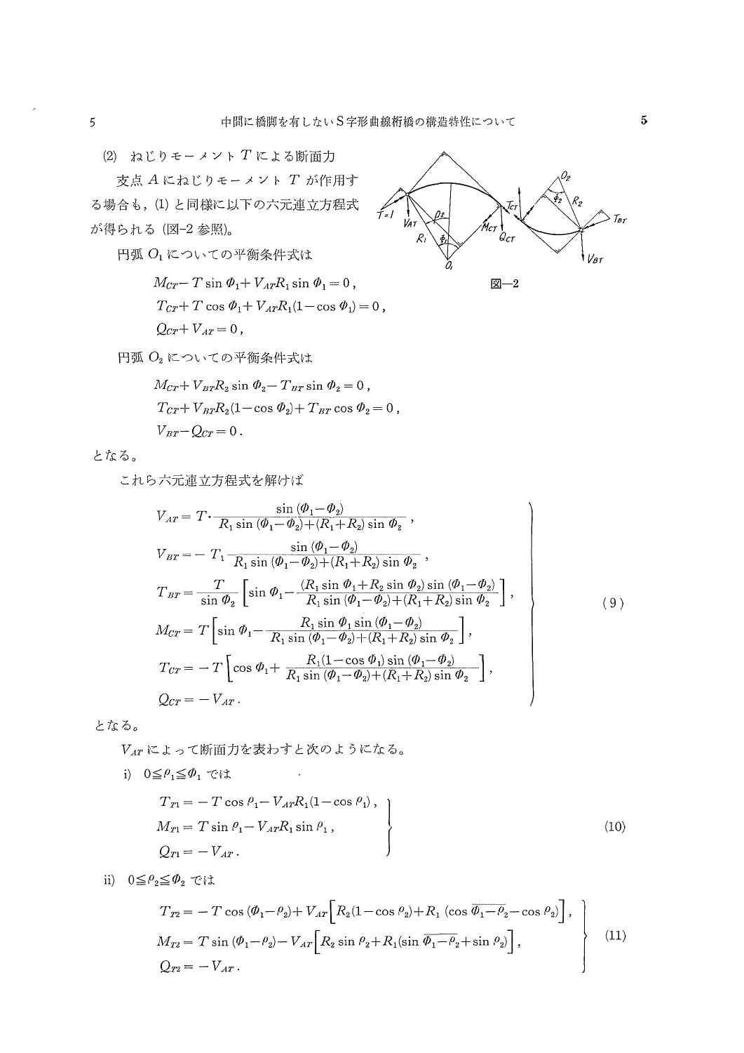(2) ねじりモーメント $T$ による断面力

支点 $A$ にねじりモーメント $T$ が作用する場合も，(1) と同様に以下の六元連立方程式が得られる（図-2 参照)。

図—2

円弧 $O_1$ についての平衡条件式は

$$M_{CT}-T\sin\Phi_1+V_{AT}R_1\sin\Phi_1=0\,,$$

$$T_{CT}+T\cos\Phi_1+V_{AT}R_1(1-\cos\Phi_1)=0\,,$$

$$Q_{CT}+V_{AT}=0\,,$$

円弧 $O_2$ についての平衡条件式は

$$M_{CT}+V_{BT}R_2\sin\Phi_2-T_{BT}\sin\Phi_2=0\,,$$

$$T_{CT}+V_{BT}R_2(1-\cos\Phi_2)+T_{BT}\cos\Phi_2=0\,,$$

$$V_{BT}-Q_{CT}=0\,.$$

となる。

これら六元連立方程式を解けば

$$\left.\begin{aligned}
V_{AT}&=T\cdot\frac{\sin(\Phi_1-\Phi_2)}{R_1\sin(\Phi_1-\Phi_2)+(R_1+R_2)\sin\Phi_2}\,,\\
V_{BT}&=-T_1\frac{\sin(\Phi_1-\Phi_2)}{R_1\sin(\Phi_1-\Phi_2)+(R_1+R_2)\sin\Phi_2}\,,\\
T_{BT}&=\frac{T}{\sin\Phi_2}\left[\sin\Phi_1-\frac{(R_1\sin\Phi_1+R_2\sin\Phi_2)\sin(\Phi_1-\Phi_2)}{R_1\sin(\Phi_1-\Phi_2)+(R_1+R_2)\sin\Phi_2}\right],\\
M_{CT}&=T\left[\sin\Phi_1-\frac{R_1\sin\Phi_1\sin(\Phi_1-\Phi_2)}{R_1\sin(\Phi_1-\Phi_2)+(R_1+R_2)\sin\Phi_2}\right],\\
T_{CT}&=-T\left[\cos\Phi_1+\frac{R_1(1-\cos\Phi_1)\sin(\Phi_1-\Phi_2)}{R_1\sin(\Phi_1-\Phi_2)+(R_1+R_2)\sin\Phi_2}\right],\\
Q_{CT}&=-V_{AT}\,.
\end{aligned}\right\}\qquad(9)$$

となる。

$V_{AT}$ によって断面力を表わすと次のようになる。

i) $0\leqq\rho_1\leqq\Phi_1$ では

$$\left.\begin{aligned}
T_{T1}&=-T\cos\rho_1-V_{AT}R_1(1-\cos\rho_1)\,,\\
M_{T1}&=T\sin\rho_1-V_{AT}R_1\sin\rho_1\,,\\
Q_{T1}&=-V_{AT}\,.
\end{aligned}\right\}\qquad(10)$$

ii) $0\leqq\rho_2\leqq\Phi_2$ では

$$\left.\begin{aligned}
T_{T2}&=-T\cos(\Phi_1-\rho_2)+V_{AT}\left[R_2(1-\cos\rho_2)+R_1(\cos\overline{\Phi_1-\rho_2}-\cos\rho_2)\right],\\
M_{T2}&=T\sin(\Phi_1-\rho_2)-V_{AT}\left[R_2\sin\rho_2+R_1(\sin\overline{\Phi_1-\rho_2}+\sin\rho_2)\right],\\
Q_{T2}&=-V_{AT}\,.
\end{aligned}\right\}\qquad(11)$$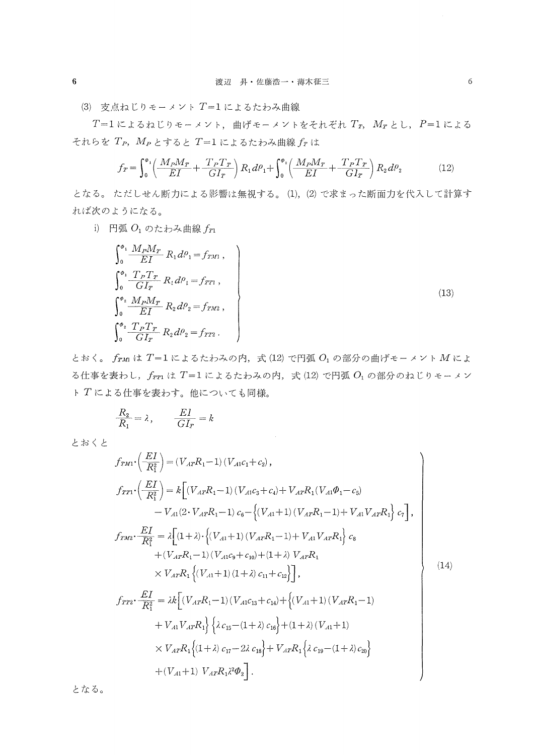(3) 支点ねじりモーメント $T=1$ によるたわみ曲線

$T=1$ によるねじりモーメント，曲げモーメントをそれぞれ $T_T$, $M_T$ とし，$P=1$ によるそれらを $T_P$, $M_P$ とすると $T=1$ によるたわみ曲線 $f_T$ は

$$f_T=\int_0^{\Phi_1}\left(\frac{M_PM_T}{EI}+\frac{T_PT_T}{GI_T}\right)R_1\,d\rho_1+\int_0^{\Phi_2}\left(\frac{M_PM_T}{EI}+\frac{T_PT_T}{GI_T}\right)R_2\,d\rho_2 \tag{12}$$

となる。ただしせん断力による影響は無視する。(1), (2) で求まった断面力を代入して計算すれば次のようになる。

i) 円弧 $O_1$ のたわみ曲線 $f_{T1}$

$$\left.\begin{aligned}
&\int_0^{\Phi_1}\frac{M_PM_T}{EI}R_1\,d\rho_1=f_{TM1}\,,\\
&\int_0^{\Phi_1}\frac{T_PT_T}{GI_T}R_1\,d\rho_1=f_{TT1}\,,\\
&\int_0^{\Phi_2}\frac{M_PM_T}{EI}R_2\,d\rho_2=f_{TM2}\,,\\
&\int_0^{\Phi_2}\frac{T_PT_T}{GI_T}R_2\,d\rho_2=f_{TT2}\,.
\end{aligned}\right\} \tag{13}$$

とおく。$f_{TM1}$ は $T=1$ によるたわみの内，式 (12) で円弧 $O_1$ の部分の曲げモーメント $M$ による仕事を表わし，$f_{TT1}$ は $T=1$ によるたわみの内，式 (12) で円弧 $O_1$ の部分のねじりモーメント $T$ による仕事を表わす。他についても同様。

$$\frac{R_2}{R_1}=\lambda,\qquad \frac{EI}{GI_T}=k$$

とおくと

$$\left.\begin{aligned}
f_{TM1}\cdot\left(\frac{EI}{R_1^2}\right)&=(V_{AT}R_1-1)(V_{A1}c_1+c_2)\,,\\
f_{TT1}\cdot\left(\frac{EI}{R_1^2}\right)&=k\Big[(V_{AT}R_1-1)(V_{A1}c_3+c_4)+V_{AT}R_1(V_{A1}\Phi_1-c_5)\\
&\quad-V_{A1}(2\cdot V_{AT}R_1-1)\,c_6-\Big\{(V_{A1}+1)(V_{AT}R_1-1)+V_{A1}V_{AT}R_1\Big\}\,c_7\Big]\,,\\
f_{TM2}\cdot\frac{EI}{R_1^2}&=\lambda\Big[(1+\lambda)\cdot\Big\{(V_{A1}+1)(V_{AT}R_1-1)+V_{A1}V_{AT}R_1\Big\}\,c_8\\
&\quad+(V_{AT}R_1-1)(V_{A1}c_9+c_{10})+(1+\lambda)\,V_{AT}R_1\\
&\quad\times V_{AT}R_1\Big\{(V_{A1}+1)(1+\lambda)\,c_{11}+c_{12}\Big\}\Big]\,,\\
f_{TT2}\cdot\frac{EI}{R_1^2}&=\lambda k\Big[(V_{AT}R_1-1)(V_{A1}c_{13}+c_{14})+\Big\{(V_{A1}+1)(V_{AT}R_1-1)\\
&\quad+V_{A1}V_{AT}R_1\Big\}\Big\{\lambda\,c_{15}-(1+\lambda)\,c_{16}\Big\}+(1+\lambda)(V_{A1}+1)\\
&\quad\times V_{AT}R_1\Big\{(1+\lambda)\,c_{17}-2\lambda\,c_{18}\Big\}+V_{AT}R_1\Big\{\lambda\,c_{19}-(1+\lambda)\,c_{20}\Big\}\\
&\quad+(V_{A1}+1)\,V_{AT}R_1\lambda^2\Phi_2\Big]\,.
\end{aligned}\right\} \tag{14}$$

となる。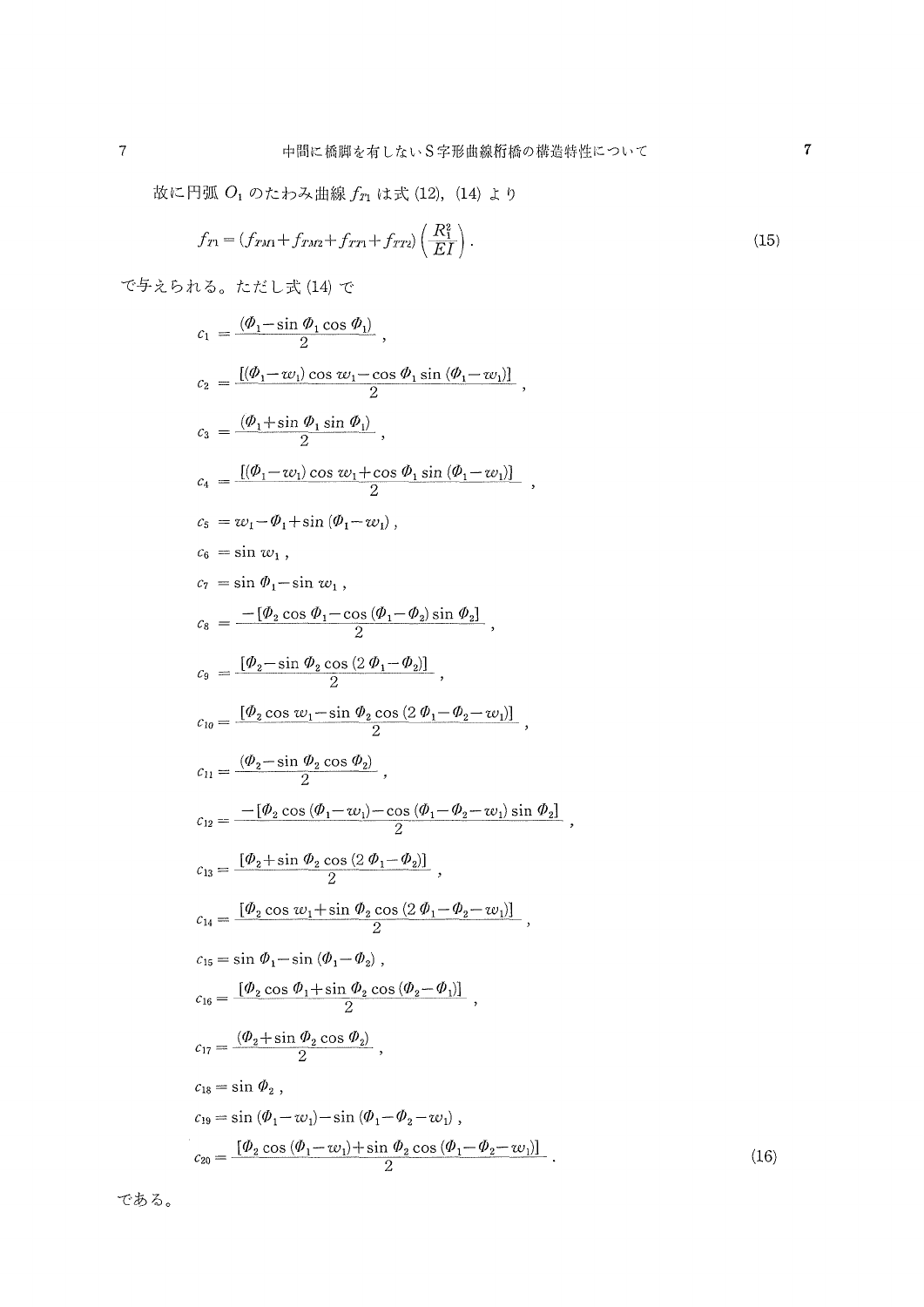故に円弧 $O_1$ のたわみ曲線 $f_{T1}$ は式 (12), (14) より

$$f_{T1} = (f_{TM1} + f_{TM2} + f_{TT1} + f_{TT2}) \left( \frac{R_1^2}{EI} \right). \tag{15}$$

で与えられる。ただし式 (14) で

$$
\begin{aligned}
c_1 &= \frac{(\Phi_1 - \sin \Phi_1 \cos \Phi_1)}{2}, \\
c_2 &= \frac{[(\Phi_1 - w_1) \cos w_1 - \cos \Phi_1 \sin (\Phi_1 - w_1)]}{2}, \\
c_3 &= \frac{(\Phi_1 + \sin \Phi_1 \sin \Phi_1)}{2}, \\
c_4 &= \frac{[(\Phi_1 - w_1) \cos w_1 + \cos \Phi_1 \sin (\Phi_1 - w_1)]}{2}, \\
c_5 &= w_1 - \Phi_1 + \sin (\Phi_1 - w_1), \\
c_6 &= \sin w_1, \\
c_7 &= \sin \Phi_1 - \sin w_1, \\
c_8 &= \frac{-[\Phi_2 \cos \Phi_1 - \cos (\Phi_1 - \Phi_2) \sin \Phi_2]}{2}, \\
c_9 &= \frac{[\Phi_2 - \sin \Phi_2 \cos (2\Phi_1 - \Phi_2)]}{2}, \\
c_{10} &= \frac{[\Phi_2 \cos w_1 - \sin \Phi_2 \cos (2\Phi_1 - \Phi_2 - w_1)]}{2}, \\
c_{11} &= \frac{(\Phi_2 - \sin \Phi_2 \cos \Phi_2)}{2}, \\
c_{12} &= \frac{-[\Phi_2 \cos (\Phi_1 - w_1) - \cos (\Phi_1 - \Phi_2 - w_1) \sin \Phi_2]}{2}, \\
c_{13} &= \frac{[\Phi_2 + \sin \Phi_2 \cos (2\Phi_1 - \Phi_2)]}{2}, \\
c_{14} &= \frac{[\Phi_2 \cos w_1 + \sin \Phi_2 \cos (2\Phi_1 - \Phi_2 - w_1)]}{2}, \\
c_{15} &= \sin \Phi_1 - \sin (\Phi_1 - \Phi_2), \\
c_{16} &= \frac{[\Phi_2 \cos \Phi_1 + \sin \Phi_2 \cos (\Phi_2 - \Phi_1)]}{2}, \\
c_{17} &= \frac{(\Phi_2 + \sin \Phi_2 \cos \Phi_2)}{2}, \\
c_{18} &= \sin \Phi_2, \\
c_{19} &= \sin (\Phi_1 - w_1) - \sin (\Phi_1 - \Phi_2 - w_1), \\
c_{20} &= \frac{[\Phi_2 \cos (\Phi_1 - w_1) + \sin \Phi_2 \cos (\Phi_1 - \Phi_2 - w_1)]}{2}.
\end{aligned}
\tag{16}
$$

である。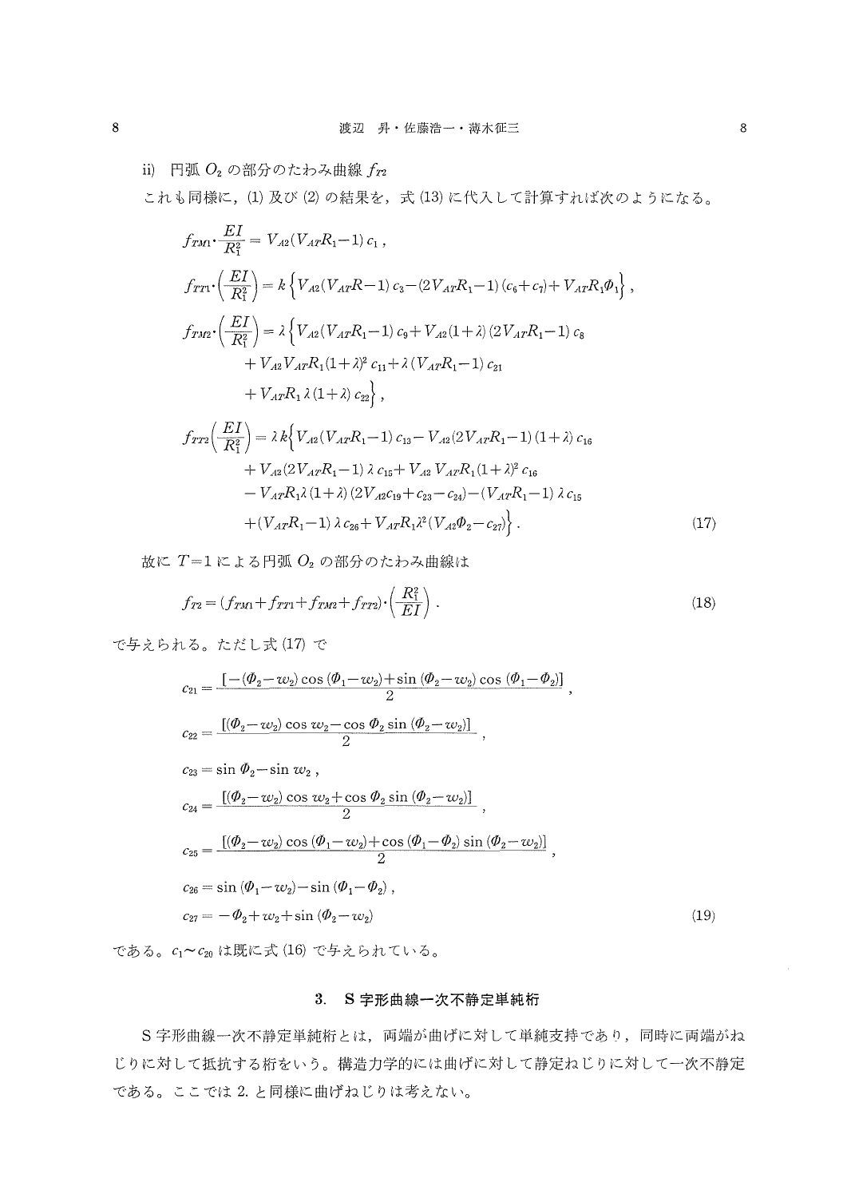ii) 円弧 $O_2$ の部分のたわみ曲線 $f_{T2}$

これも同様に，(1) 及び (2) の結果を，式 (13) に代入して計算すれば次のようになる。

$$
\begin{aligned}
f_{TM1}\cdot\frac{EI}{R_1^2} &= V_{A2}(V_{AT}R_1-1)\,c_1\,,\\
f_{TT1}\cdot\left(\frac{EI}{R_1^2}\right) &= k\Big\{V_{A2}(V_{AT}R-1)\,c_3-(2V_{AT}R_1-1)\,(c_6+c_7)+V_{AT}R_1\Phi_1\Big\}\,,\\
f_{TM2}\cdot\left(\frac{EI}{R_1^2}\right) &= \lambda\Big\{V_{A2}(V_{AT}R_1-1)\,c_9+V_{A2}(1+\lambda)\,(2V_{AT}R_1-1)\,c_8\\
&\quad +V_{A2}V_{AT}R_1(1+\lambda)^2\,c_{11}+\lambda\,(V_{AT}R_1-1)\,c_{21}\\
&\quad +V_{AT}R_1\,\lambda\,(1+\lambda)\,c_{22}\Big\}\,,\\
f_{TT2}\left(\frac{EI}{R_1^2}\right) &= \lambda k\Big\{V_{A2}(V_{AT}R_1-1)\,c_{13}-V_{A2}(2V_{AT}R_1-1)\,(1+\lambda)\,c_{16}\\
&\quad +V_{A2}(2V_{AT}R_1-1)\,\lambda\,c_{15}+V_{A2}\,V_{AT}R_1(1+\lambda)^2\,c_{16}\\
&\quad -V_{AT}R_1\lambda\,(1+\lambda)\,(2V_{A2}c_{19}+c_{23}-c_{24})-(V_{AT}R_1-1)\,\lambda\,c_{15}\\
&\quad +(V_{AT}R_1-1)\,\lambda\,c_{26}+V_{AT}R_1\lambda^2(V_{A2}\Phi_2-c_{27})\Big\}\,.
\end{aligned}
\tag{17}
$$

故に $T=1$ による円弧 $O_2$ の部分のたわみ曲線は

$$
f_{T2}=(f_{TM1}+f_{TT1}+f_{TM2}+f_{TT2})\cdot\left(\frac{R_1^2}{EI}\right)\,. \tag{18}
$$

で与えられる。ただし式 (17) で

$$
\begin{aligned}
c_{21} &= \frac{[-(\Phi_2-w_2)\cos(\Phi_1-w_2)+\sin(\Phi_2-w_2)\cos(\Phi_1-\Phi_2)]}{2}\,,\\
c_{22} &= \frac{[(\Phi_2-w_2)\cos w_2-\cos\Phi_2\sin(\Phi_2-w_2)]}{2}\,,\\
c_{23} &= \sin\Phi_2-\sin w_2\,,\\
c_{24} &= \frac{[(\Phi_2-w_2)\cos w_2+\cos\Phi_2\sin(\Phi_2-w_2)]}{2}\,,\\
c_{25} &= \frac{[(\Phi_2-w_2)\cos(\Phi_1-w_2)+\cos(\Phi_1-\Phi_2)\sin(\Phi_2-w_2)]}{2}\,,\\
c_{26} &= \sin(\Phi_1-w_2)-\sin(\Phi_1-\Phi_2)\,,\\
c_{27} &= -\Phi_2+w_2+\sin(\Phi_2-w_2)
\end{aligned}
\tag{19}
$$

である。$c_1\sim c_{20}$ は既に式 (16) で与えられている。

## 3. S字形曲線一次不静定単純桁

S字形曲線一次不静定単純桁とは，両端が曲げに対して単純支持であり，同時に両端がねじりに対して抵抗する桁をいう。構造力学的には曲げに対して静定ねじりに対して一次不静定である。ここでは 2. と同様に曲げねじりは考えない。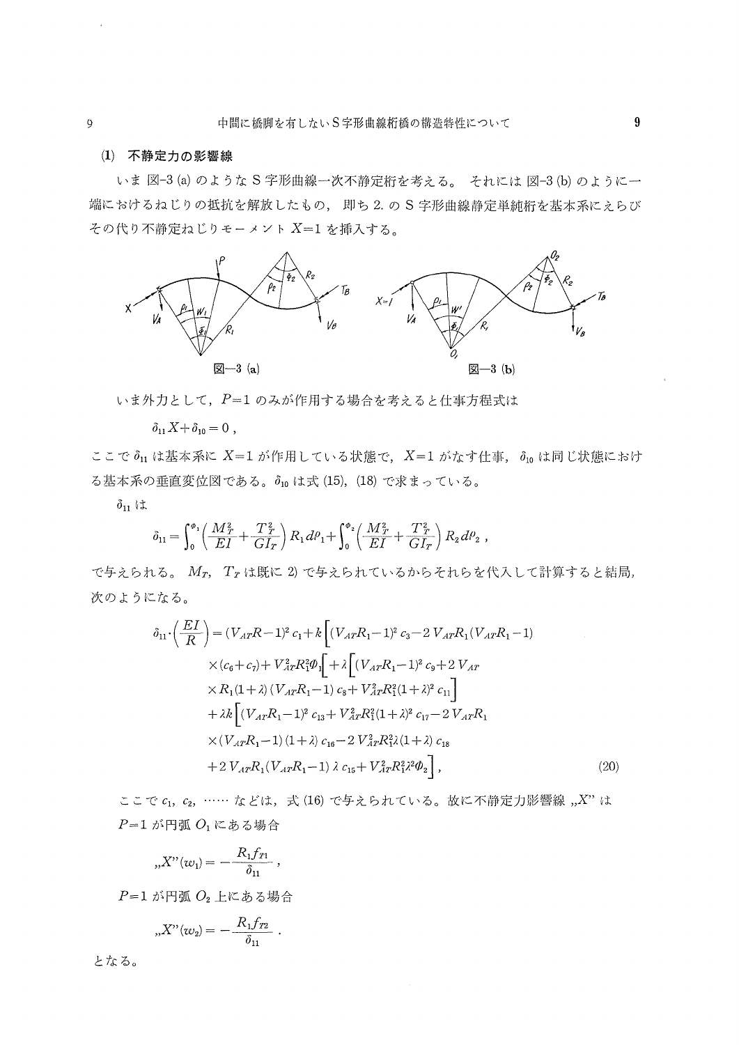### (1) 不静定力の影響線

いま 図-3 (a) のような S 字形曲線一次不静定桁を考える。 それには 図-3 (b) のように一端におけるねじりの抵抗を解放したもの， 即ち 2. の S 字形曲線静定単純桁を基本系にえらびその代り不静定ねじりモーメント $X=1$ を挿入する。

図—3 (a)　　　図—3 (b)

いま外力として，$P=1$ のみが作用する場合を考えると仕事方程式は

$$\delta_{11} X + \delta_{10} = 0\ ,$$

ここで $\delta_{11}$ は基本系に $X=1$ が作用している状態で，$X=1$ がなす仕事，$\delta_{10}$ は同じ状態における基本系の垂直変位図である。$\delta_{10}$ は式 (15)，(18) で求まっている。

$\delta_{11}$ は

$$\delta_{11} = \int_0^{\Phi_1} \left( \frac{M_T^2}{EI} + \frac{T_T^2}{GI_T} \right) R_1 d\rho_1 + \int_0^{\Phi_2} \left( \frac{M_T^2}{EI} + \frac{T_T^2}{GI_T} \right) R_2 d\rho_2\ ,$$

で与えられる。 $M_T$，$T_T$ は既に 2) で与えられているからそれらを代入して計算すると結局，次のようになる。

$$\begin{aligned}
\delta_{11} \cdot \left( \frac{EI}{R} \right) = & (V_{AT}R - 1)^2 c_1 + k \Big[ (V_{AT}R_1 - 1)^2 c_3 - 2\, V_{AT} R_1 (V_{AT} R_1 - 1) \\
& \times (c_6 + c_7) + V_{AT}^2 R_1^2 \Phi_1 \Big[ + \lambda \Big[ (V_{AT} R_1 - 1)^2 c_9 + 2\, V_{AT} \\
& \times R_1 (1+\lambda)(V_{AT} R_1 - 1)\, c_8 + V_{AT}^2 R_1^2 (1+\lambda)^2 c_{11} \Big] \\
& + \lambda k \Big[ (V_{AT} R_1 - 1)^2 c_{13} + V_{AT}^2 R_1^2 (1+\lambda)^2 c_{17} - 2\, V_{AT} R_1 \\
& \times (V_{AT} R_1 - 1)(1+\lambda)\, c_{16} - 2\, V_{AT}^2 R_1^2 \lambda (1+\lambda)\, c_{18} \\
& + 2\, V_{AT} R_1 (V_{AT} R_1 - 1) \lambda\, c_{15} + V_{AT}^2 R_1^2 \lambda^2 \Phi_2 \Big]\ ,
\end{aligned} \tag{20}$$

ここで $c_1$，$c_2$，…… などは，式 (16) で与えられている。故に不静定力影響線 „$X$" は

$P=1$ が円弧 $O_1$ にある場合

$$„X\text{''}(w_1) = -\frac{R_1 f_{T1}}{\delta_{11}}\ ,$$

$P=1$ が円弧 $O_2$ 上にある場合

$$„X\text{''}(w_2) = -\frac{R_1 f_{T2}}{\delta_{11}}\ .$$

となる。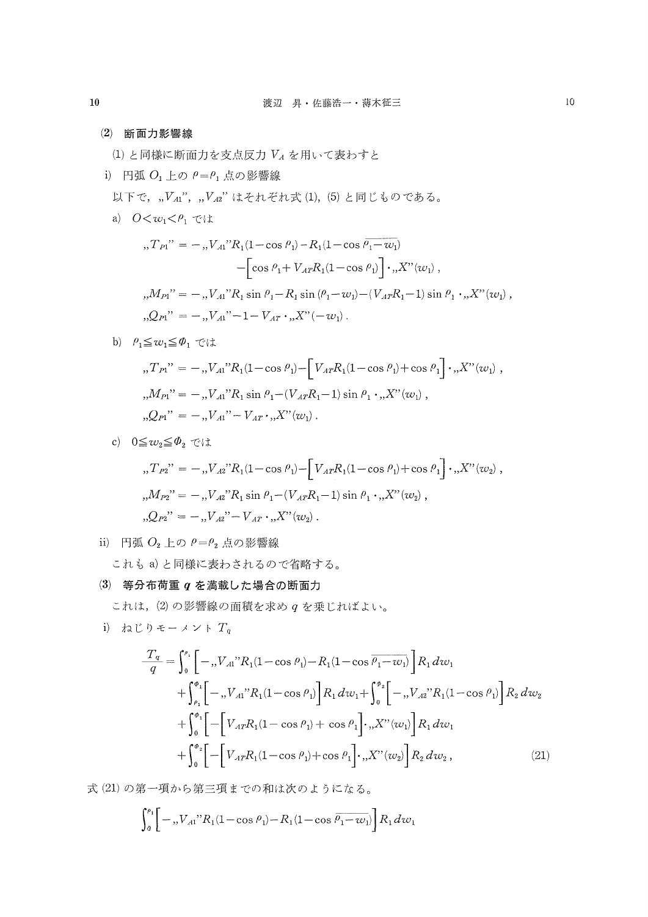### (2) 断面力影響線

(1) と同様に断面力を支点反力 $V_A$ を用いて表わすと

i) 円弧 $O_1$ 上の $\rho=\rho_1$ 点の影響線

以下で，$,,V_{A1}"$，$,,V_{A2}"$ はそれぞれ式 (1), (5) と同じものである。

a) $O<w_1<\rho_1$ では

$$,,T_{P1}" = -,,V_{A1}"R_1(1-\cos\rho_1)-R_1(1-\cos\overline{\rho_1-w_1}) -\Big[\cos\rho_1+V_{AT}R_1(1-\cos\rho_1)\Big]\cdot,,X"(w_1)\,,$$

$$,,M_{P1}" = -,,V_{A1}"R_1\sin\rho_1-R_1\sin(\rho_1-w_1)-(V_{AT}R_1-1)\sin\rho_1\cdot,,X"(w_1)\,,$$

$$,,Q_{P1}" = -,,V_{A1}"-1-V_{AT}\cdot,,X"(-w_1)\,.$$

b) $\rho_1\leqq w_1\leqq\Phi_1$ では

$$,,T_{P1}" = -,,V_{A1}"R_1(1-\cos\rho_1)-\Big[V_{AT}R_1(1-\cos\rho_1)+\cos\rho_1\Big]\cdot,,X"(w_1)\,,$$

$$,,M_{P1}" = -,,V_{A1}"R_1\sin\rho_1-(V_{AT}R_1-1)\sin\rho_1\cdot,,X"(w_1)\,,$$

$$,,Q_{P1}" = -,,V_{A1}"-V_{AT}\cdot,,X"(w_1)\,.$$

c) $0\leqq w_2\leqq\Phi_2$ では

$$,,T_{P2}" = -,,V_{A2}"R_1(1-\cos\rho_1)-\Big[V_{AT}R_1(1-\cos\rho_1)+\cos\rho_1\Big]\cdot,,X"(w_2)\,,$$

$$,,M_{P2}" = -,,V_{A2}"R_1\sin\rho_1-(V_{AT}R_1-1)\sin\rho_1\cdot,,X"(w_2)\,,$$

$$,,Q_{P2}" = -,,V_{A2}"-V_{AT}\cdot,,X"(w_2)\,.$$

ii) 円弧 $O_2$ 上の $\rho=\rho_2$ 点の影響線

これも a) と同様に表わされるので省略する。

### (3) 等分布荷重 $q$ を満載した場合の断面力

これは，(2) の影響線の面積を求め $q$ を乗じればよい。

i) ねじりモーメント $T_q$

$$\begin{aligned}\frac{T_q}{q} =& \int_0^{\rho_1}\Big[-,,V_{A1}"R_1(1-\cos\rho_1)-R_1(1-\cos\overline{\rho_1-w_1})\Big]R_1\,dw_1\\ &+\int_{\rho_1}^{\Phi_1}\Big[-,,V_{A1}"R_1(1-\cos\rho_1)\Big]R_1\,dw_1+\int_0^{\Phi_2}\Big[-,,V_{A2}"R_1(1-\cos\rho_1)\Big]R_2\,dw_2\\ &+\int_0^{\Phi_1}\Big[-\Big[V_{AT}R_1(1-\cos\rho_1)+\cos\rho_1\Big]\cdot,,X"(w_1)\Big]R_1\,dw_1\\ &+\int_0^{\Phi_2}\Big[-\Big[V_{AT}R_1(1-\cos\rho_1)+\cos\rho_1\Big]\cdot,,X"(w_2)\Big]R_2\,dw_2\,,\end{aligned}\tag{21}$$

式 (21) の第一項から第三項までの和は次のようになる。

$$\int_0^{\rho_1}\Big[-,,V_{A1}"R_1(1-\cos\rho_1)-R_1(1-\cos\overline{\rho_1-w_1})\Big]R_1\,dw_1$$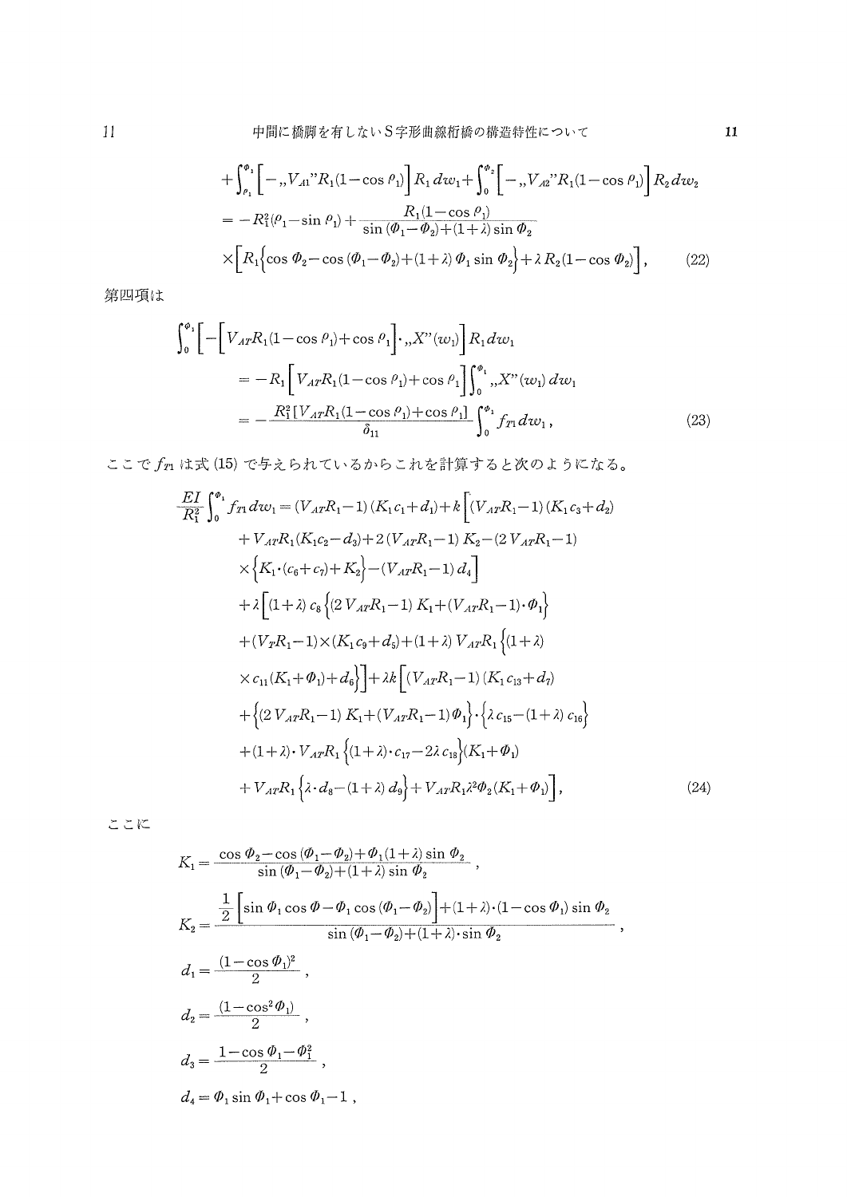$$+\int_{\rho_1}^{\Phi_1}\left[-\,{}_{\prime\prime}V_{A1}{}''R_1(1-\cos\rho_1)\right]R_1\,dw_1+\int_0^{\Phi_2}\left[-\,{}_{\prime\prime}V_{A2}{}''R_1(1-\cos\rho_1)\right]R_2\,dw_2$$

$$=-R_1^2(\rho_1-\sin\rho_1)+\frac{R_1(1-\cos\rho_1)}{\sin(\Phi_1-\Phi_2)+(1+\lambda)\sin\Phi_2}$$

$$\times\left[R_1\left\{\cos\Phi_2-\cos(\Phi_1-\Phi_2)+(1+\lambda)\,\Phi_1\sin\Phi_2\right\}+\lambda\,R_2(1-\cos\Phi_2)\right], \tag{22}$$

第四項は

$$\int_0^{\Phi_1}\left[-\left[V_{AT}R_1(1-\cos\rho_1)+\cos\rho_1\right]\cdot{}_{\prime\prime}X''(w_1)\right]R_1\,dw_1$$

$$=-R_1\left[V_{AT}R_1(1-\cos\rho_1)+\cos\rho_1\right]\int_0^{\Phi_1}{}_{\prime\prime}X''(w_1)\,dw_1$$

$$=-\frac{R_1^2\left[V_{AT}R_1(1-\cos\rho_1)+\cos\rho_1\right]}{\delta_{11}}\int_0^{\Phi_1}f_{T1}\,dw_1, \tag{23}$$

ここで $f_{T1}$ は式 (15) で与えられているからこれを計算すると次のようになる。

$$\frac{EI}{R_1^2}\int_0^{\Phi_1}f_{T1}\,dw_1=(V_{AT}R_1-1)(K_1c_1+d_1)+k\Big[(V_{AT}R_1-1)(K_1c_3+d_2)$$

$$+V_{AT}R_1(K_1c_2-d_3)+2(V_{AT}R_1-1)K_2-(2V_{AT}R_1-1)$$

$$\times\left\{K_1\cdot(c_6+c_7)+K_2\right\}-(V_{AT}R_1-1)\,d_4\Big]$$

$$+\lambda\Big[(1+\lambda)\,c_8\left\{(2V_{AT}R_1-1)\,K_1+(V_{AT}R_1-1)\cdot\Phi_1\right\}$$

$$+(V_TR_1-1)\times(K_1c_9+d_5)+(1+\lambda)\,V_{AT}R_1\Big\{(1+\lambda)$$

$$\times c_{11}(K_1+\Phi_1)+d_6\Big\}\Big]+\lambda k\Big[(V_{AT}R_1-1)(K_1c_{13}+d_7)$$

$$+\left\{(2V_{AT}R_1-1)\,K_1+(V_{AT}R_1-1)\,\Phi_1\right\}\cdot\left\{\lambda c_{15}-(1+\lambda)\,c_{16}\right\}$$

$$+(1+\lambda)\cdot V_{AT}R_1\left\{(1+\lambda)\cdot c_{17}-2\lambda\,c_{18}\right\}(K_1+\Phi_1)$$

$$+V_{AT}R_1\left\{\lambda\cdot d_8-(1+\lambda)\,d_9\right\}+V_{AT}R_1\lambda^2\Phi_2(K_1+\Phi_1)\Big], \tag{24}$$

ここに

$$K_1=\frac{\cos\Phi_2-\cos(\Phi_1-\Phi_2)+\Phi_1(1+\lambda)\sin\Phi_2}{\sin(\Phi_1-\Phi_2)+(1+\lambda)\sin\Phi_2},$$

$$K_2=\frac{\dfrac{1}{2}\left[\sin\Phi_1\cos\Phi-\Phi_1\cos(\Phi_1-\Phi_2)\right]+(1+\lambda)\cdot(1-\cos\Phi_1)\sin\Phi_2}{\sin(\Phi_1-\Phi_2)+(1+\lambda)\cdot\sin\Phi_2},$$

$$d_1=\frac{(1-\cos\Phi_1)^2}{2},$$

$$d_2=\frac{(1-\cos^2\Phi_1)}{2},$$

$$d_3=\frac{1-\cos\Phi_1-\Phi_1^2}{2},$$

$$d_4=\Phi_1\sin\Phi_1+\cos\Phi_1-1,$$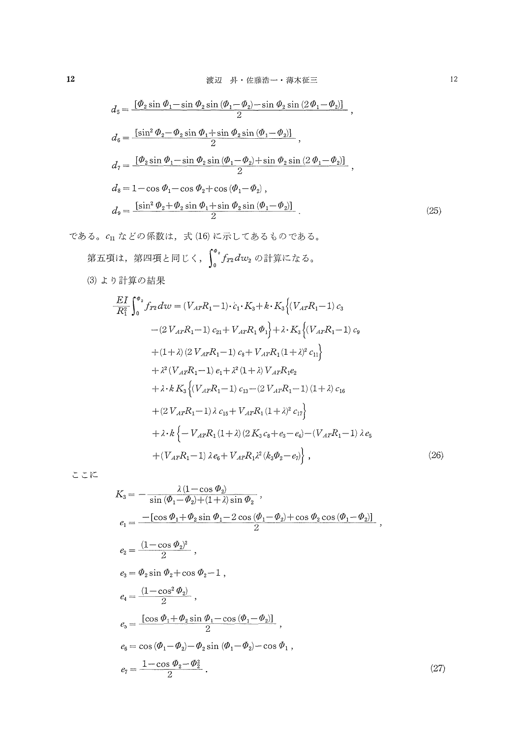$$
\begin{aligned}
d_5 &= \frac{[\Phi_2 \sin \Phi_1 - \sin \Phi_2 \sin (\Phi_1 - \Phi_2) - \sin \Phi_2 \sin (2\Phi_1 - \Phi_2)]}{2}, \\
d_6 &= \frac{[\sin^2 \Phi_2 - \Phi_2 \sin \Phi_1 + \sin \Phi_2 \sin (\Phi_1 - \Phi_2)]}{2}, \\
d_7 &= \frac{[\Phi_2 \sin \Phi_1 - \sin \Phi_2 \sin (\Phi_1 - \Phi_2) + \sin \Phi_2 \sin (2\Phi_1 - \Phi_2)]}{2}, \\
d_8 &= 1 - \cos \Phi_1 - \cos \Phi_2 + \cos (\Phi_1 - \Phi_2), \\
d_9 &= \frac{[\sin^2 \Phi_2 + \Phi_2 \sin \Phi_1 + \sin \Phi_2 \sin (\Phi_1 - \Phi_2)]}{2}.
\end{aligned} \tag{25}
$$

である。$c_{11}$ などの係数は，式 (16) に示してあるものである。

第五項は，第四項と同じく，$\int_0^{\Phi_2} f_{T2} dw_2$ の計算になる。

(3) より計算の結果

$$
\begin{aligned}
\frac{EI}{R_1^2} \int_0^{\Phi_2} f_{T2} dw &= (V_{AT}R_1 - 1) \cdot c_1 \cdot K_3 + k \cdot K_3 \Big\{ (V_{AT}R_1 - 1) c_3 \\
&\quad - (2V_{AT}R_1 - 1) c_{21} + V_{AT}R_1 \Phi_1 \Big\} + \lambda \cdot K_3 \Big\{ (V_{AT}R_1 - 1) c_9 \\
&\quad + (1+\lambda)(2V_{AT}R_1 - 1) c_8 + V_{AT}R_1 (1+\lambda)^2 c_{11} \Big\} \\
&\quad + \lambda^2 (V_{AT}R_1 - 1) e_1 + \lambda^2 (1+\lambda) V_{AT}R_1 e_2 \\
&\quad + \lambda \cdot k K_3 \Big\{ (V_{AT}R_1 - 1) c_{13} - (2V_{AT}R_1 - 1)(1+\lambda) c_{16} \\
&\quad + (2V_{AT}R_1 - 1) \lambda c_{15} + V_{AT}R_1 (1+\lambda)^2 c_{17} \Big\} \\
&\quad + \lambda \cdot k \Big\{ -V_{AT}R_1 (1+\lambda)(2K_3 c_8 + e_3 - e_4) - (V_{AT}R_1 - 1) \lambda e_5 \\
&\quad + (V_{AT}R_1 - 1) \lambda e_6 + V_{AT}R_1 \lambda^2 (k_3 \Phi_2 - e_7) \Big\},
\end{aligned} \tag{26}
$$

ここに

$$
\begin{aligned}
K_3 &= -\frac{\lambda (1 - \cos \Phi_2)}{\sin (\Phi_1 - \Phi_2) + (1+\lambda) \sin \Phi_2}, \\
e_1 &= \frac{-[\cos \Phi_1 + \Phi_2 \sin \Phi_1 - 2\cos (\Phi_1 - \Phi_2) + \cos \Phi_2 \cos (\Phi_1 - \Phi_2)]}{2}, \\
e_2 &= \frac{(1 - \cos \Phi_2)^2}{2}, \\
e_3 &= \Phi_2 \sin \Phi_2 + \cos \Phi_2 - 1, \\
e_4 &= \frac{(1 - \cos^2 \Phi_2)}{2}, \\
e_5 &= \frac{[\cos \Phi_1 + \Phi_2 \sin \Phi_1 - \cos (\Phi_1 - \Phi_2)]}{2}, \\
e_6 &= \cos (\Phi_1 - \Phi_2) - \Phi_2 \sin (\Phi_1 - \Phi_2) - \cos \Phi_1, \\
e_7 &= \frac{1 - \cos \Phi_2 - \Phi_2^2}{2}.
\end{aligned} \tag{27}
$$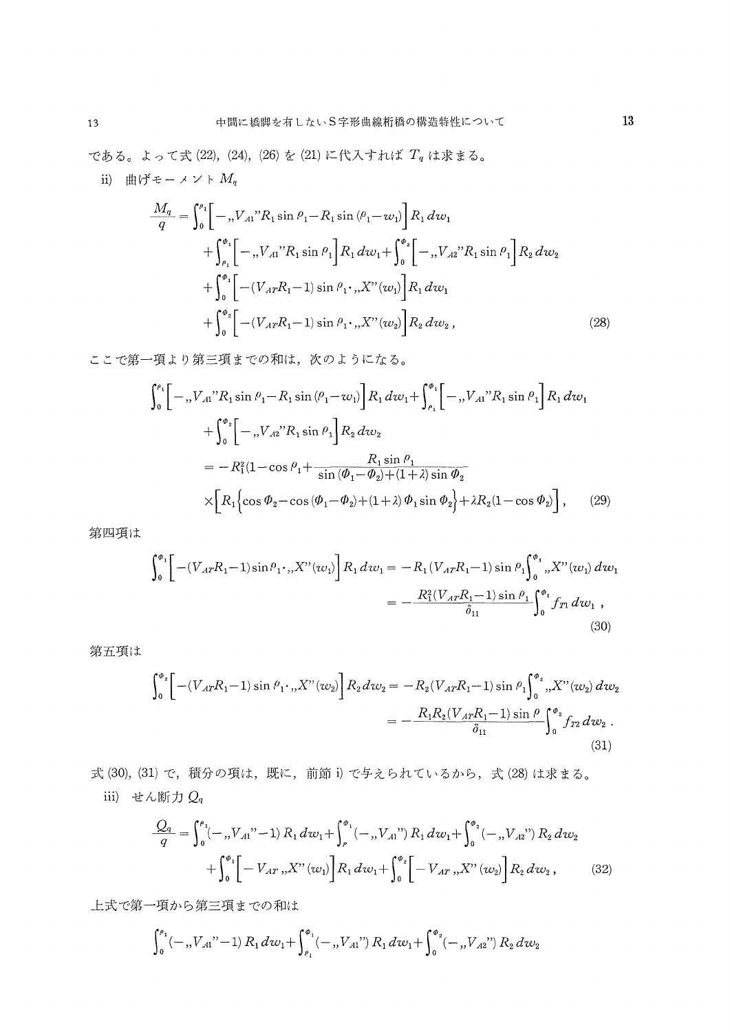である。よって式 (22), (24), (26) を (21) に代入すれば $T_q$ は求まる。

ii) 曲げモーメント $M_q$

$$\frac{M_q}{q}=\int_0^{\rho_1}\Big[-{}_{,,}V_{A1}{}''R_1\sin\rho_1-R_1\sin(\rho_1-w_1)\Big]R_1\,dw_1$$
$$+\int_{\rho_1}^{\Phi_1}\Big[-{}_{,,}V_{A1}{}''R_1\sin\rho_1\Big]R_1\,dw_1+\int_0^{\Phi_2}\Big[-{}_{,,}V_{A2}{}''R_1\sin\rho_1\Big]R_2\,dw_2$$
$$+\int_0^{\Phi_1}\Big[-(V_{AT}R_1-1)\sin\rho_1\cdot{}_{,,}X''(w_1)\Big]R_1\,dw_1$$
$$+\int_0^{\Phi_2}\Big[-(V_{AT}R_1-1)\sin\rho_1\cdot{}_{,,}X''(w_2)\Big]R_2\,dw_2\,, \tag{28}$$

ここで第一項より第三項までの和は，次のようになる。

$$\int_0^{\rho_1}\Big[-{}_{,,}V_{A1}{}''R_1\sin\rho_1-R_1\sin(\rho_1-w_1)\Big]R_1\,dw_1+\int_{\rho_1}^{\Phi_1}\Big[-{}_{,,}V_{A1}{}''R_1\sin\rho_1\Big]R_1\,dw_1$$
$$+\int_0^{\Phi_2}\Big[-{}_{,,}V_{A2}{}''R_1\sin\rho_1\Big]R_2\,dw_2$$
$$=-R_1^2(1-\cos\rho_1+\frac{R_1\sin\rho_1}{\sin(\Phi_1-\Phi_2)+(1+\lambda)\sin\Phi_2}$$
$$\times\Big[R_1\Big\{\cos\Phi_2-\cos(\Phi_1-\Phi_2)+(1+\lambda)\,\Phi_1\sin\Phi_2\Big\}+\lambda R_2(1-\cos\Phi_2)\Big]\,, \tag{29}$$

第四項は

$$\int_0^{\Phi_1}\Big[-(V_{AT}R_1-1)\sin\rho_1\cdot{}_{,,}X''(w_1)\Big]R_1\,dw_1=-R_1(V_{AT}R_1-1)\sin\rho_1\int_0^{\Phi_1}{}_{,,}X''(w_1)\,dw_1$$
$$=-\frac{R_1^2(V_{AT}R_1-1)\sin\rho_1}{\delta_{11}}\int_0^{\Phi_1}f_{T1}\,dw_1\,, \tag{30}$$

第五項は

$$\int_0^{\Phi_2}\Big[-(V_{AT}R_1-1)\sin\rho_1\cdot{}_{,,}X''(w_2)\Big]R_2\,dw_2=-R_2(V_{AT}R_1-1)\sin\rho_1\int_0^{\Phi_2}{}_{,,}X''(w_2)\,dw_2$$
$$=-\frac{R_1R_2(V_{AT}R_1-1)\sin\rho}{\delta_{11}}\int_0^{\Phi_2}f_{T2}\,dw_2\,. \tag{31}$$

式 (30), (31) で，積分の項は，既に，前節 i) で与えられているから，式 (28) は求まる。

iii) せん断力 $Q_q$

$$\frac{Q_q}{q}=\int_0^{\rho_1}(-{}_{,,}V_{A1}{}''-1)\,R_1\,dw_1+\int_{\rho}^{\Phi_1}(-{}_{,,}V_{A1}{}'')\,R_1\,dw_1+\int_0^{\Phi_2}(-{}_{,,}V_{A2}{}'')\,R_2\,dw_2$$
$$+\int_0^{\Phi_1}\Big[-V_{AT}\,{}_{,,}X''(w_1)\Big]R_1\,dw_1+\int_0^{\Phi_2}\Big[-V_{AT}\,{}_{,,}X''(w_2)\Big]R_2\,dw_2\,, \tag{32}$$

上式で第一項から第三項までの和は

$$\int_0^{\rho_1}(-{}_{,,}V_{A1}{}''-1)\,R_1\,dw_1+\int_{\rho_1}^{\Phi_1}(-{}_{,,}V_{A1}{}'')\,R_1\,dw_1+\int_0^{\Phi_2}(-{}_{,,}V_{A2}{}'')\,R_2\,dw_2$$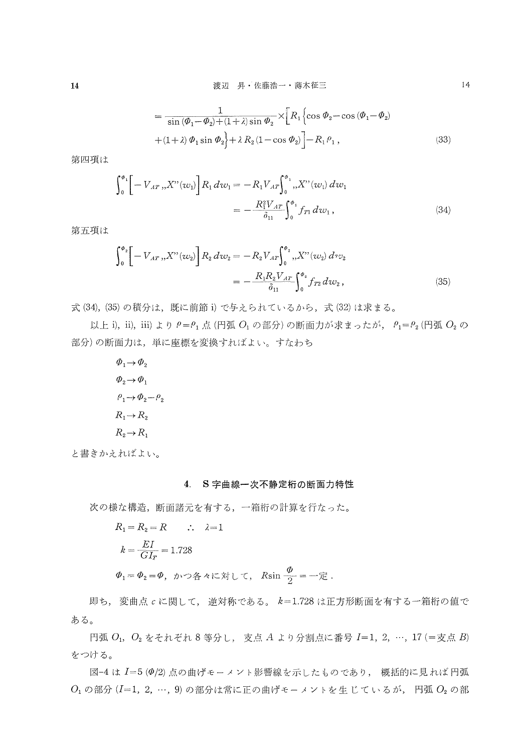$$
= \frac{1}{\sin(\Phi_1 - \Phi_2) + (1+\lambda)\sin\Phi_2} \times \Big[ R_1 \Big\{ \cos\Phi_2 - \cos(\Phi_1 - \Phi_2)
$$

$$
+ (1+\lambda)\,\Phi_1 \sin\Phi_2 \Big\} + \lambda R_2 (1 - \cos\Phi_2) \Big] - R_1 \rho_1 \,, \tag{33}
$$

第四項は

$$
\int_0^{\Phi_1} \Big[ -V_{AT}\ {}_{,,}X''(w_1) \Big] R_1\, dw_1 = -R_1 V_{AT} \int_0^{\Phi_1} {}_{,,}X''(w_1)\, dw_1
$$

$$
= -\frac{R_1^2 V_{AT}}{\delta_{11}} \int_0^{\Phi_1} f_{T1}\, dw_1 \,, \tag{34}
$$

第五項は

$$
\int_0^{\Phi_2} \Big[ -V_{AT}\ {}_{,,}X''(w_2) \Big] R_2\, dw_2 = -R_2 V_{AT} \int_0^{\Phi_2} {}_{,,}X''(w_2)\, dw_2
$$

$$
= -\frac{R_1 R_2 V_{AT}}{\delta_{11}} \int_0^{\Phi_2} f_{T2}\, dw_2 \,, \tag{35}
$$

式 (34), (35) の積分は，既に前節 i) で与えられているから，式 (32) は求まる。

以上 i), ii), iii) より $\rho = \rho_1$ 点 (円弧 $O_1$ の部分) の断面力が求まったが，$\rho_1 = \rho_2$ (円弧 $O_2$ の部分) の断面力は，単に座標を変換すればよい。すなわち

$\Phi_1 \to \Phi_2$

$\Phi_2 \to \Phi_1$

$\rho_1 \to \Phi_2 - \rho_2$

$R_1 \to R_2$

$R_2 \to R_1$

と書きかえればよい。

## 4. S 字曲線一次不静定桁の断面力特性

次の様な構造，断面諸元を有する，一箱桁の計算を行なった。

$R_1 = R_2 = R \qquad \therefore\ \lambda = 1$

$k = \dfrac{EI}{GI_T} = 1.728$

$\Phi_1 = \Phi_2 = \Phi$，かつ各々に対して，$R \sin\dfrac{\Phi}{2} = $ 一定．

即ち，変曲点 $c$ に関して，逆対称である。$k = 1.728$ は正方形断面を有する一箱桁の値である。

円弧 $O_1$, $O_2$ をそれぞれ 8 等分し，支点 $A$ より分割点に番号 $I = 1, 2, \cdots, 17$ (=支点 $B$) をつける。

図-4 は $I = 5$ ($\Phi/2$) 点の曲げモーメント影響線を示したものであり，概括的に見れば円弧 $O_1$ の部分 ($I = 1, 2, \cdots, 9$) の部分は常に正の曲げモーメントを生じているが，円弧 $O_2$ の部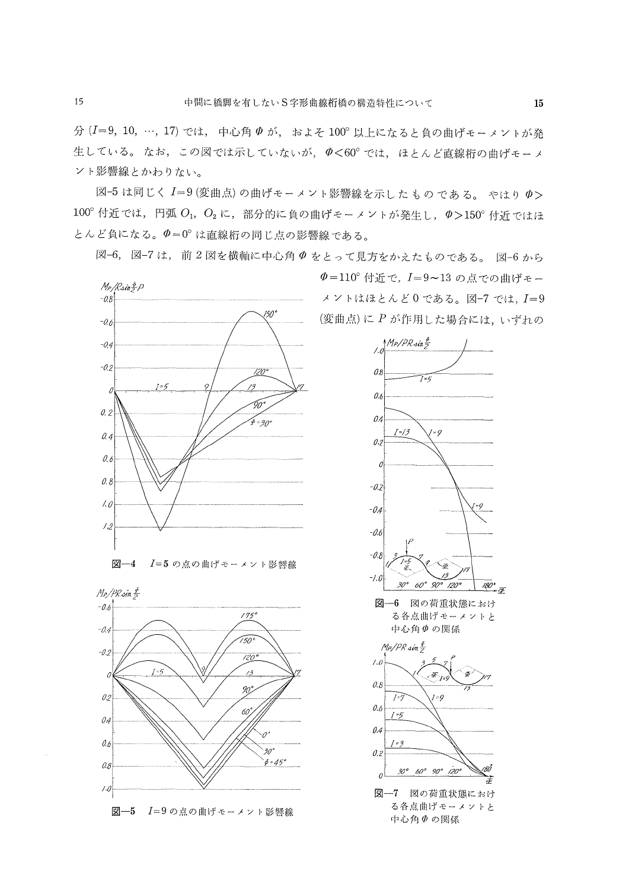分 ($I=9, 10, \cdots, 17$) では，中心角 $\Phi$ が，およそ 100° 以上になると負の曲げモーメントが発生している。なお，この図では示していないが，$\Phi<60°$ では，ほとんど直線桁の曲げモーメント影響線とかわりない。

図-5 は同じく $I=9$ (変曲点) の曲げモーメント影響線を示したものである。やはり $\Phi>100°$ 付近では，円弧 $O_1$，$O_2$ に，部分的に負の曲げモーメントが発生し，$\Phi>150°$ 付近ではほとんど負になる。$\Phi=0°$ は直線桁の同じ点の影響線である。

図-6，図-7 は，前 2 図を横軸に中心角 $\Phi$ をとって見方をかえたものである。図-6 から $\Phi=110°$ 付近で，$I=9\sim13$ の点での曲げモーメントはほとんど 0 である。図-7 では，$I=9$ (変曲点) に $P$ が作用した場合には，いずれの

図—4　$I=5$ の点の曲げモーメント影響線

図—5　$I=9$ の点の曲げモーメント影響線

図—6　図の荷重状態における各点曲げモーメントと中心角 $\Phi$ の関係

図—7　図の荷重状態における各点曲げモーメントと中心角 $\Phi$ の関係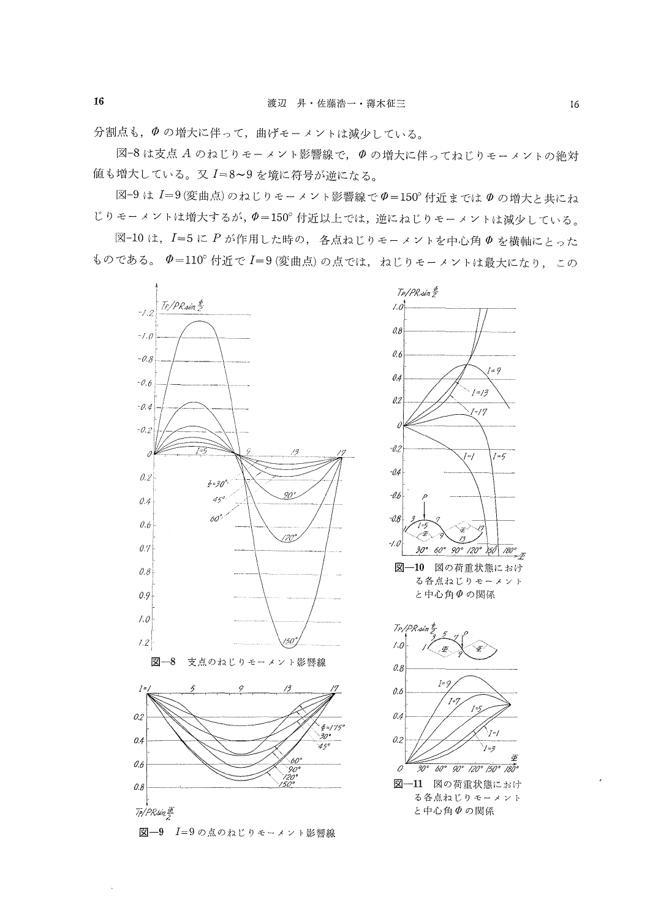分割点も，$\Phi$ の増大に伴って，曲げモーメントは減少している。

図-8は支点 $A$ のねじりモーメント影響線で，$\Phi$ の増大に伴ってねじりモーメントの絶対値も増大している。又 $I=8 \sim 9$ を境に符号が逆になる。

図-9は $I=9$(変曲点)のねじりモーメント影響線で $\Phi=150^\circ$ 付近までは $\Phi$ の増大と共にねじりモーメントは増大するが，$\Phi=150^\circ$ 付近以上では，逆にねじりモーメントは減少している。

図-10は，$I=5$ に $P$ が作用した時の，各点ねじりモーメントを中心角 $\Phi$ を横軸にとったものである。$\Phi=110^\circ$ 付近で $I=9$ (変曲点) の点では，ねじりモーメントは最大になり，この

図—8　支点のねじりモーメント影響線

図—9　$I=9$ の点のねじりモーメント影響線

図—10　図の荷重状態における各点ねじりモーメントと中心角 $\Phi$ の関係

図—11　図の荷重状態における各点ねじりモーメントと中心角 $\Phi$ の関係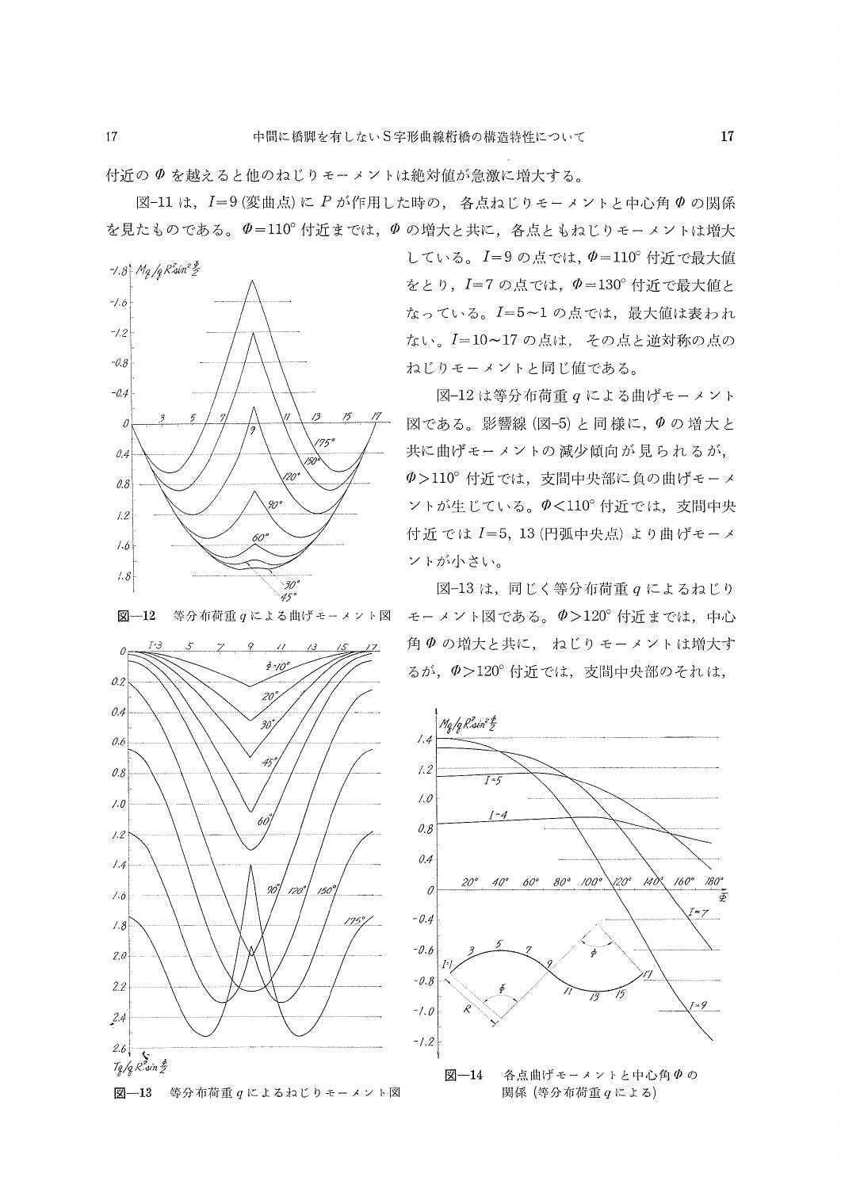付近の $\Phi$ を越えると他のねじりモーメントは絶対値が急激に増大する。

図-11 は，$I=9$ (変曲点) に $P$ が作用した時の，各点ねじりモーメントと中心角 $\Phi$ の関係を見たものである。$\Phi=110°$ 付近までは，$\Phi$ の増大と共に，各点ともねじりモーメントは増大している。$I=9$ の点では，$\Phi=110°$ 付近で最大値をとり，$I=7$ の点では，$\Phi=130°$ 付近で最大値となっている。$I=5\sim1$ の点では，最大値は表われない。$I=10\sim17$ の点は，その点と逆対称の点のねじりモーメントと同じ値である。

図-12 は等分布荷重 $q$ による曲げモーメント図である。影響線 (図-5) と同様に，$\Phi$ の増大と共に曲げモーメントの減少傾向が見られるが，$\Phi>110°$ 付近では，支間中央部に負の曲げモーメントが生じている。$\Phi<110°$ 付近では，支間中央付近では $I=5$, 13 (円弧中央点) より曲げモーメントが小さい。

図-13 は，同じく等分布荷重 $q$ によるねじりモーメント図である。$\Phi>120°$ 付近までは，中心角 $\Phi$ の増大と共に，ねじりモーメントは増大するが，$\Phi>120°$ 付近では，支間中央部のそれは，

図—12　等分布荷重 $q$ による曲げモーメント図

図—13　等分布荷重 $q$ によるねじりモーメント図

図—14　各点曲げモーメントと中心角 $\Phi$ の関係 (等分布荷重 $q$ による)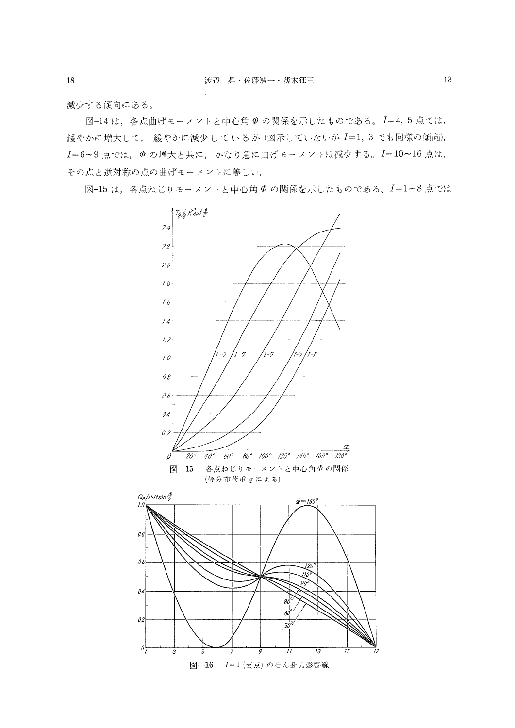減少する傾向にある。

図-14 は，各点曲げモーメントと中心角 $\Phi$ の関係を示したものである。$I=4, 5$ 点では，緩やかに増大して，緩やかに減少しているが（図示していないが $I=1, 3$ でも同様の傾向），$I=6\sim9$ 点では，$\Phi$ の増大と共に，かなり急に曲げモーメントは減少する。$I=10\sim16$ 点は，その点と逆対称の点の曲げモーメントに等しい。

図-15 は，各点ねじりモーメントと中心角 $\Phi$ の関係を示したものである。$I=1\sim8$ 点では

**図—15**　各点ねじりモーメントと中心角 $\Phi$ の関係（等分布荷重 $q$ による）

**図—16**　$I=1$（支点）のせん断力影響線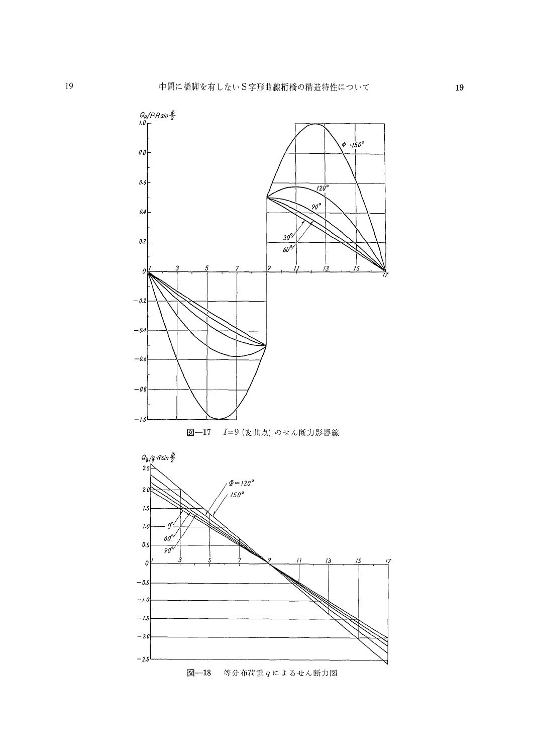図—17　$I=9$ (変曲点) のせん断力影響線

図—18　等分布荷重 $q$ によるせん断力図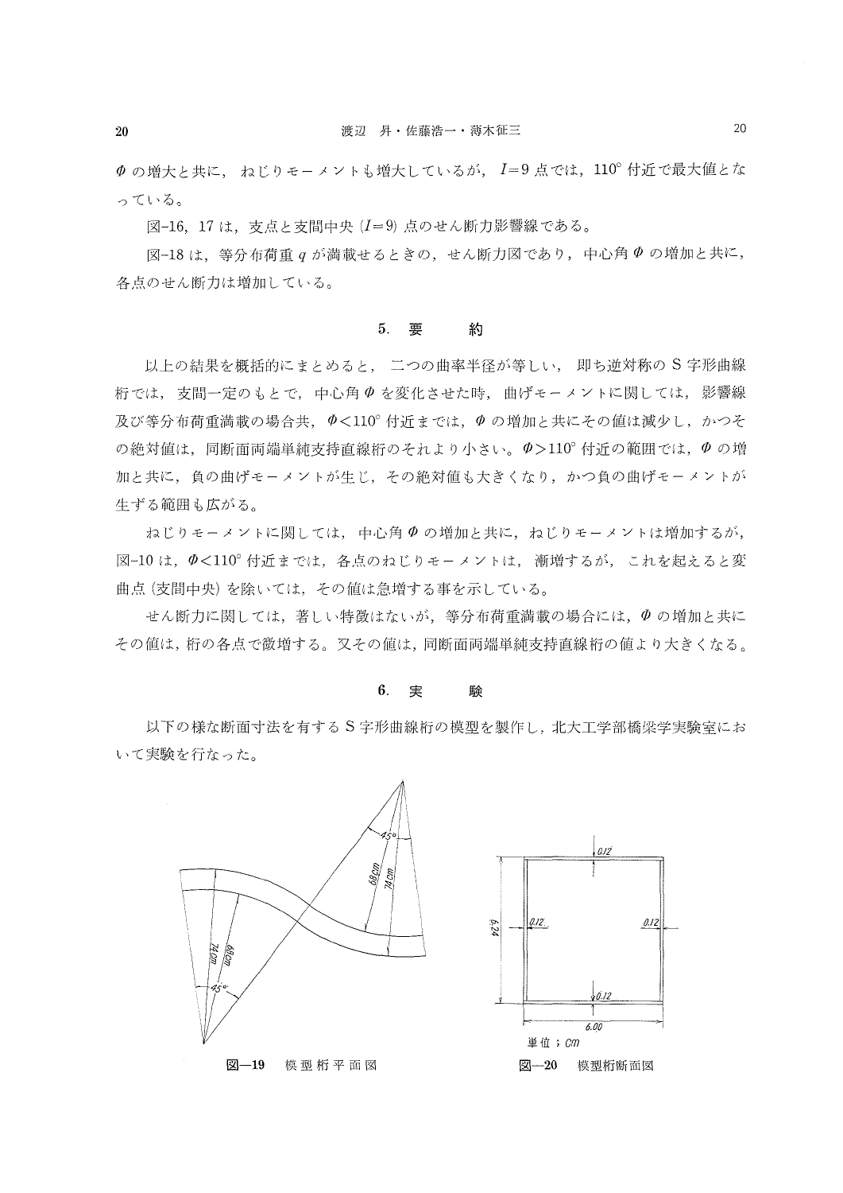$\Phi$ の増大と共に，ねじりモーメントも増大しているが，$I=9$ 点では，110° 付近で最大値となっている。

図-16，17 は，支点と支間中央 ($I=9$) 点のせん断力影響線である。

図-18 は，等分布荷重 $q$ が満載せるときの，せん断力図であり，中心角 $\Phi$ の増加と共に，各点のせん断力は増加している。

## 5. 要　　約

以上の結果を概括的にまとめると，二つの曲率半径が等しい，即ち逆対称のS字形曲線桁では，支間一定のもとで，中心角 $\Phi$ を変化させた時，曲げモーメントに関しては，影響線及び等分布荷重満載の場合共，$\Phi<110°$ 付近までは，$\Phi$ の増加と共にその値は減少し，かつその絶対値は，同断面両端単純支持直線桁のそれより小さい。$\Phi>110°$ 付近の範囲では，$\Phi$ の増加と共に，負の曲げモーメントが生じ，その絶対値も大きくなり，かつ負の曲げモーメントが生ずる範囲も広がる。

ねじりモーメントに関しては，中心角 $\Phi$ の増加と共に，ねじりモーメントは増加するが，図-10 は，$\Phi<110°$ 付近までは，各点のねじりモーメントは，漸増するが，これを起えると変曲点（支間中央）を除いては，その値は急増する事を示している。

せん断力に関しては，著しい特徴はないが，等分布荷重満載の場合には，$\Phi$ の増加と共にその値は，桁の各点で微増する。又その値は，同断面両端単純支持直線桁の値より大きくなる。

## 6. 実　　験

以下の様な断面寸法を有するS字形曲線桁の模型を製作し，北大工学部橋梁学実験室において実験を行なった。

図—19　模型桁平面図

図—20　模型桁断面図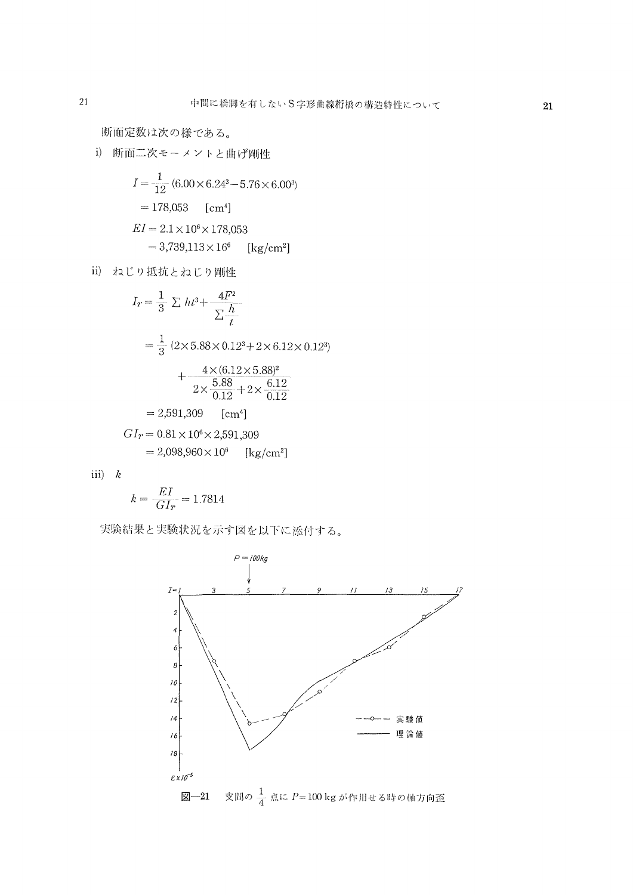断面定数は次の様である。

i) 断面二次モーメントと曲げ剛性

$$I=\frac{1}{12}(6.00\times 6.24^3-5.76\times 6.00^3)$$

$$=178{,}053 \quad [\mathrm{cm^4}]$$

$$EI=2.1\times 10^6\times 178{,}053$$

$$=3{,}739{,}113\times 16^6 \quad [\mathrm{kg/cm^2}]$$

ii) ねじり抵抗とねじり剛性

$$I_T=\frac{1}{3}\sum ht^3+\frac{4F^2}{\sum \frac{h}{t}}$$

$$=\frac{1}{3}(2\times 5.88\times 0.12^3+2\times 6.12\times 0.12^3)$$

$$+\frac{4\times(6.12\times 5.88)^2}{2\times\frac{5.88}{0.12}+2\times\frac{6.12}{0.12}}$$

$$=2{,}591{,}309 \quad [\mathrm{cm^4}]$$

$$GI_T=0.81\times 10^6\times 2{,}591{,}309$$

$$=2{,}098{,}960\times 10^6 \quad [\mathrm{kg/cm^2}]$$

iii) $k$

$$k=\frac{EI}{GI_T}=1.7814$$

実験結果と実験状況を示す図を以下に添付する。

図—21　支間の $\frac{1}{4}$ 点に $P=100\,\mathrm{kg}$ が作用せる時の軸方向歪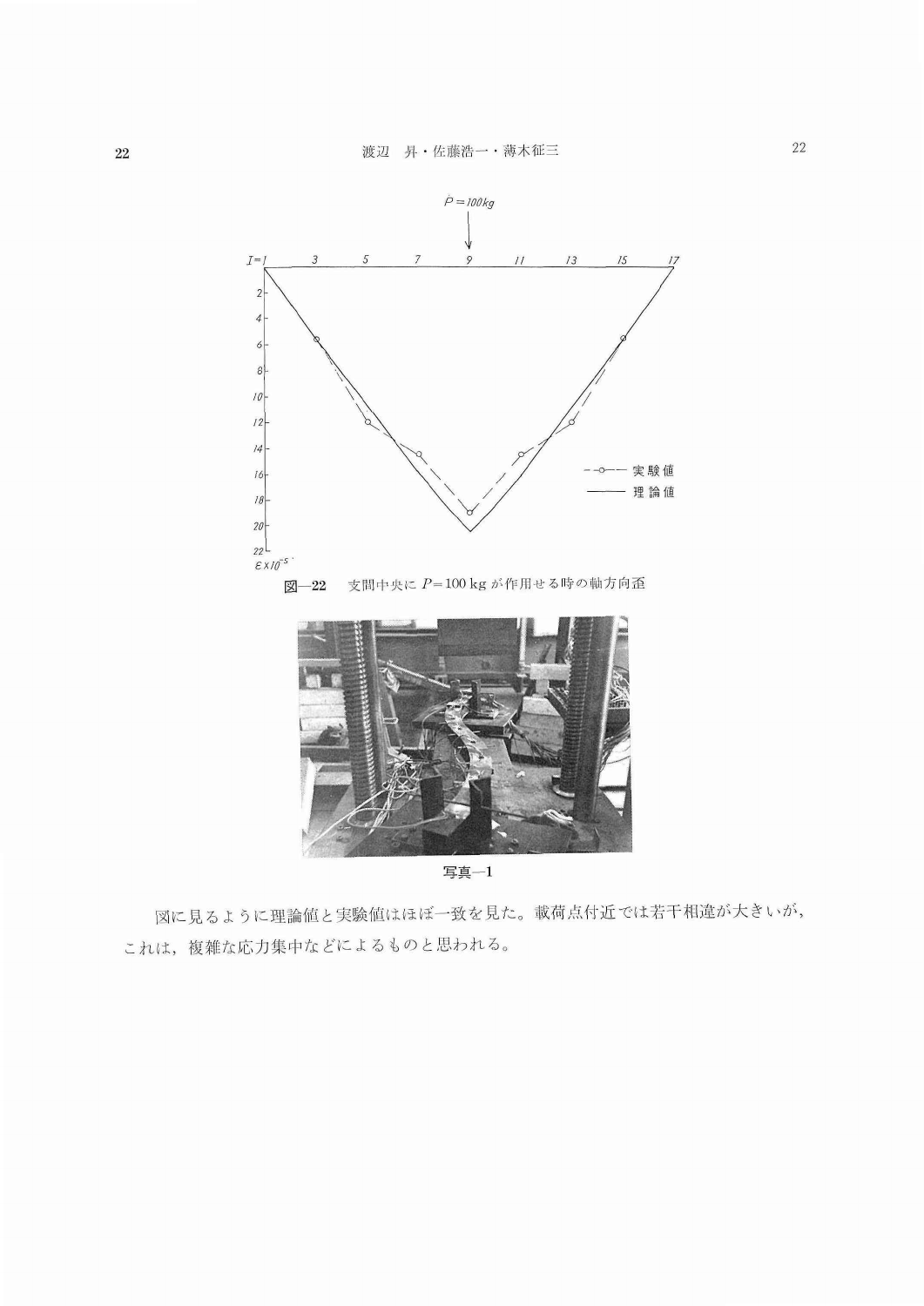$P=100kg$

I=1 3 5 7 9 11 13 15 17

2 4 6 8 10 12 14 16 18 20 22

$\varepsilon \times 10^{-5}$

--○-- 実験値

—— 理論値

図—22　支間中央に $P=100$ kg が作用せる時の軸方向歪

写真—1

図に見るように理論値と実験値はほぼ一致を見た。載荷点付近では若干相違が大きいが，これは，複雑な応力集中などによるものと思われる。